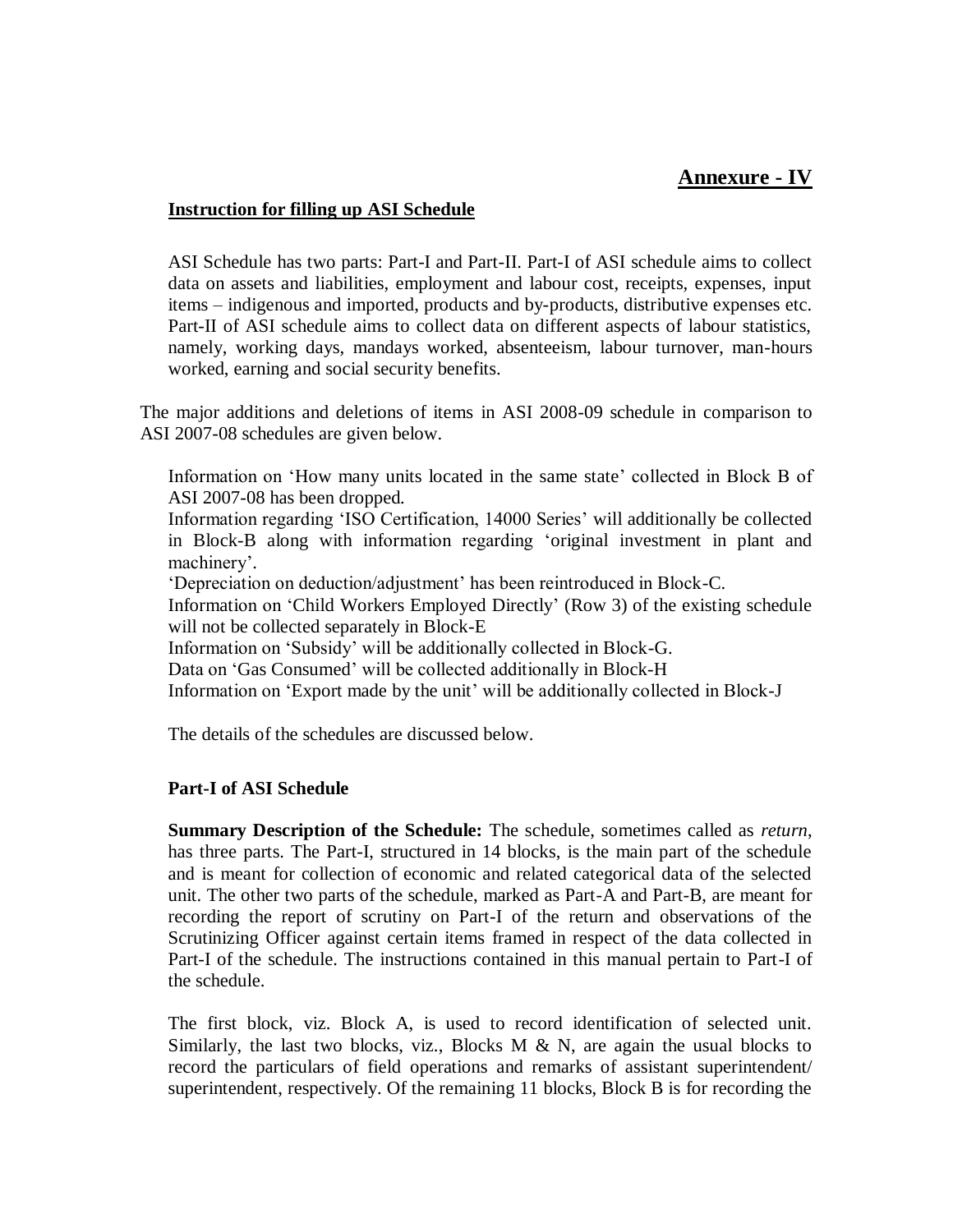## Annexure - IV

### Instruction for filling up ASI Schedule

ASI Schedule has two parts: Part-I and Part-II. Part-I of ASI schedule aims to collect data on assets and liabilities, employment and labour cost, receipts, expenses, input items – indigenous and imported, products and by-products, distributive expenses etc. Part-II of ASI schedule aims to collect data on different aspects of labour statistics, namely, working days, mandays worked, absenteeism, labour turnover, man-hours worked, earning and social security benefits.

The major additions and deletions of items in ASI 2008-09 schedule in comparison to ASI 2007-08 schedules are given below.

Information on 'How many units located in the same state' collected in Block B of ASI 2007-08 has been dropped.
Information regarding 'ISO Certification, 14000 Series' will additionally be collected in Block-B along with information regarding 'original investment in plant and machinery'.
'Depreciation on deduction/adjustment' has been reintroduced in Block-C.
Information on 'Child Workers Employed Directly' (Row 3) of the existing schedule will not be collected separately in Block-E
Information on 'Subsidy' will be additionally collected in Block-G.
Data on 'Gas Consumed' will be collected additionally in Block-H
Information on 'Export made by the unit' will be additionally collected in Block-J

The details of the schedules are discussed below.

### Part-I of ASI Schedule

**Summary Description of the Schedule:** The schedule, sometimes called as *return*, has three parts. The Part-I, structured in 14 blocks, is the main part of the schedule and is meant for collection of economic and related categorical data of the selected unit. The other two parts of the schedule, marked as Part-A and Part-B, are meant for recording the report of scrutiny on Part-I of the return and observations of the Scrutinizing Officer against certain items framed in respect of the data collected in Part-I of the schedule. The instructions contained in this manual pertain to Part-I of the schedule.

The first block, viz. Block A, is used to record identification of selected unit. Similarly, the last two blocks, viz., Blocks M & N, are again the usual blocks to record the particulars of field operations and remarks of assistant superintendent/ superintendent, respectively. Of the remaining 11 blocks, Block B is for recording the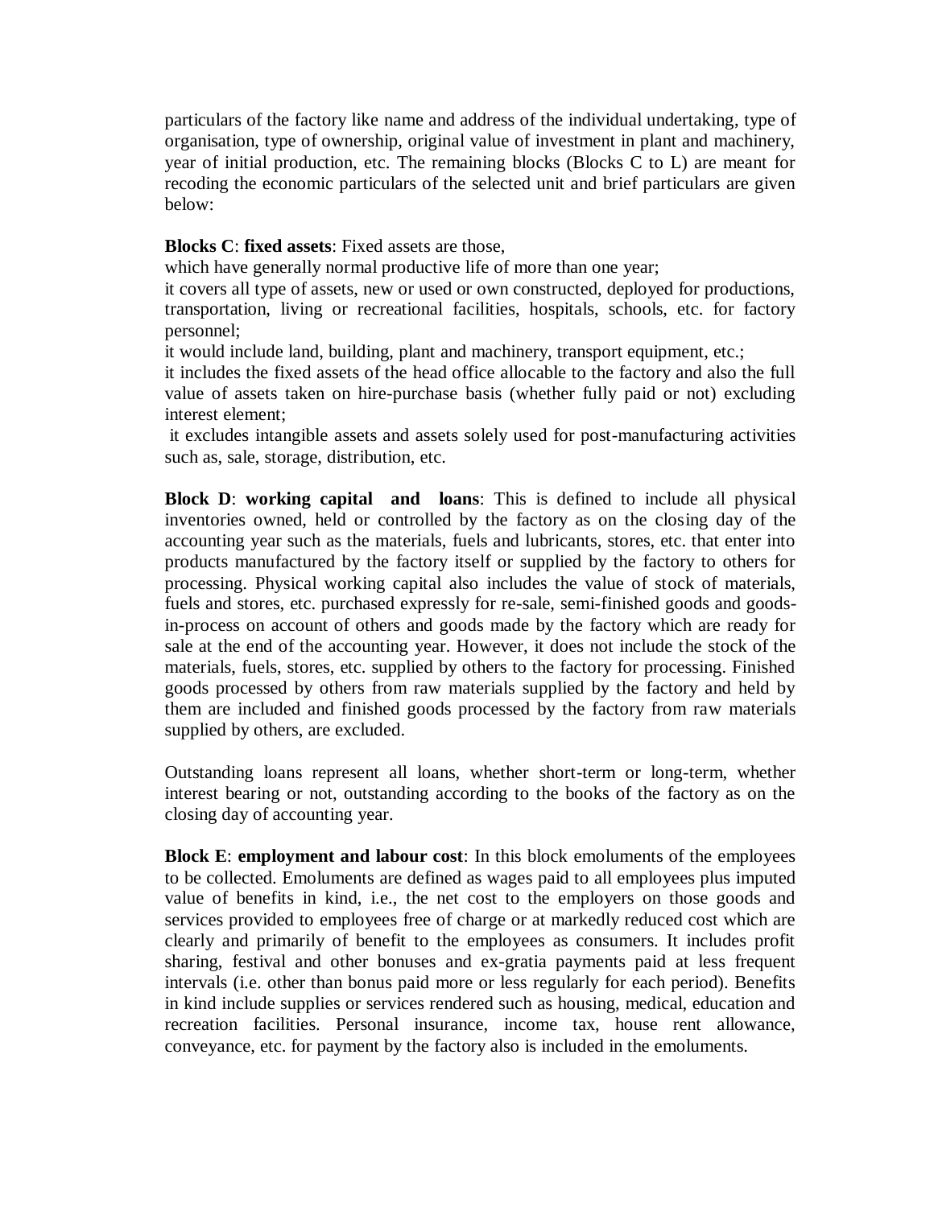particulars of the factory like name and address of the individual undertaking, type of organisation, type of ownership, original value of investment in plant and machinery, year of initial production, etc. The remaining blocks (Blocks C to L) are meant for recoding the economic particulars of the selected unit and brief particulars are given below:

**Blocks C**: **fixed assets**: Fixed assets are those,

which have generally normal productive life of more than one year;

it covers all type of assets, new or used or own constructed, deployed for productions, transportation, living or recreational facilities, hospitals, schools, etc. for factory personnel;

it would include land, building, plant and machinery, transport equipment, etc.;

it includes the fixed assets of the head office allocable to the factory and also the full value of assets taken on hire-purchase basis (whether fully paid or not) excluding interest element;

it excludes intangible assets and assets solely used for post-manufacturing activities such as, sale, storage, distribution, etc.

**Block D**: **working capital and loans**: This is defined to include all physical inventories owned, held or controlled by the factory as on the closing day of the accounting year such as the materials, fuels and lubricants, stores, etc. that enter into products manufactured by the factory itself or supplied by the factory to others for processing. Physical working capital also includes the value of stock of materials, fuels and stores, etc. purchased expressly for re-sale, semi-finished goods and goods-in-process on account of others and goods made by the factory which are ready for sale at the end of the accounting year. However, it does not include the stock of the materials, fuels, stores, etc. supplied by others to the factory for processing. Finished goods processed by others from raw materials supplied by the factory and held by them are included and finished goods processed by the factory from raw materials supplied by others, are excluded.

Outstanding loans represent all loans, whether short-term or long-term, whether interest bearing or not, outstanding according to the books of the factory as on the closing day of accounting year.

**Block E**: **employment and labour cost**: In this block emoluments of the employees to be collected. Emoluments are defined as wages paid to all employees plus imputed value of benefits in kind, i.e., the net cost to the employers on those goods and services provided to employees free of charge or at markedly reduced cost which are clearly and primarily of benefit to the employees as consumers. It includes profit sharing, festival and other bonuses and ex-gratia payments paid at less frequent intervals (i.e. other than bonus paid more or less regularly for each period). Benefits in kind include supplies or services rendered such as housing, medical, education and recreation facilities. Personal insurance, income tax, house rent allowance, conveyance, etc. for payment by the factory also is included in the emoluments.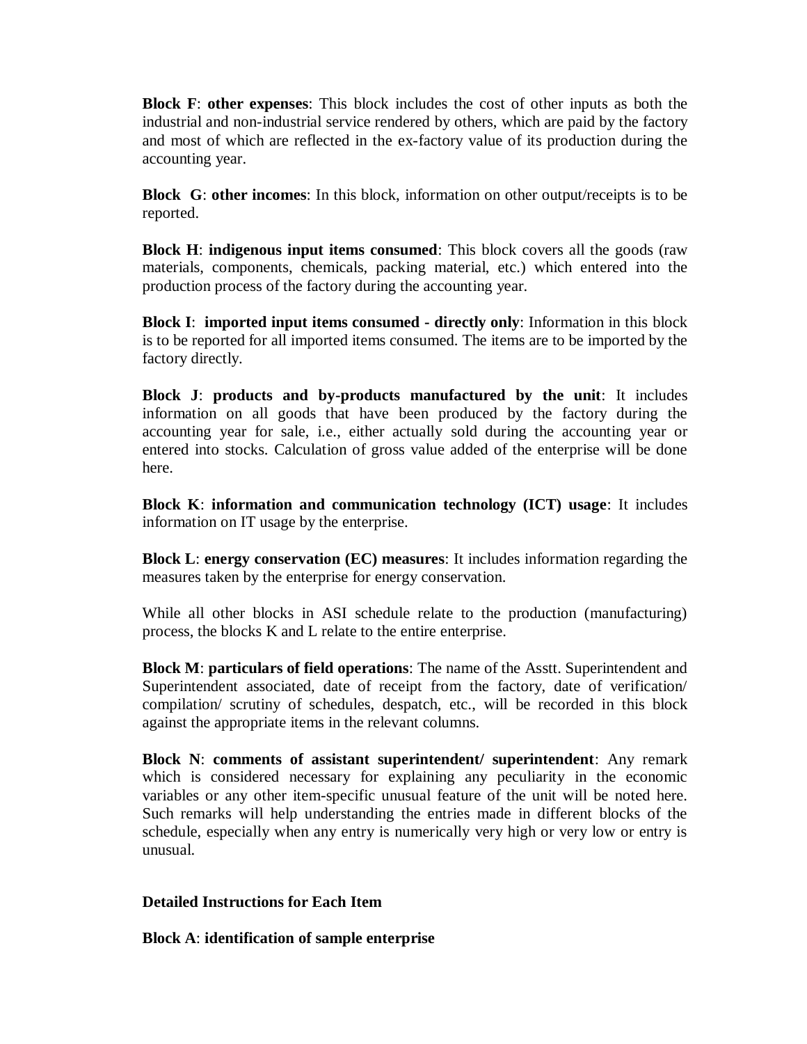**Block F**: **other expenses**: This block includes the cost of other inputs as both the industrial and non-industrial service rendered by others, which are paid by the factory and most of which are reflected in the ex-factory value of its production during the accounting year.

**Block G**: **other incomes**: In this block, information on other output/receipts is to be reported.

**Block H**: **indigenous input items consumed**: This block covers all the goods (raw materials, components, chemicals, packing material, etc.) which entered into the production process of the factory during the accounting year.

**Block I**: **imported input items consumed - directly only**: Information in this block is to be reported for all imported items consumed. The items are to be imported by the factory directly.

**Block J**: **products and by-products manufactured by the unit**: It includes information on all goods that have been produced by the factory during the accounting year for sale, i.e., either actually sold during the accounting year or entered into stocks. Calculation of gross value added of the enterprise will be done here.

**Block K**: **information and communication technology (ICT) usage**: It includes information on IT usage by the enterprise.

**Block L**: **energy conservation (EC) measures**: It includes information regarding the measures taken by the enterprise for energy conservation.

While all other blocks in ASI schedule relate to the production (manufacturing) process, the blocks K and L relate to the entire enterprise.

**Block M**: **particulars of field operations**: The name of the Asstt. Superintendent and Superintendent associated, date of receipt from the factory, date of verification/ compilation/ scrutiny of schedules, despatch, etc., will be recorded in this block against the appropriate items in the relevant columns.

**Block N**: **comments of assistant superintendent/ superintendent**: Any remark which is considered necessary for explaining any peculiarity in the economic variables or any other item-specific unusual feature of the unit will be noted here. Such remarks will help understanding the entries made in different blocks of the schedule, especially when any entry is numerically very high or very low or entry is unusual.

**Detailed Instructions for Each Item**

**Block A**: **identification of sample enterprise**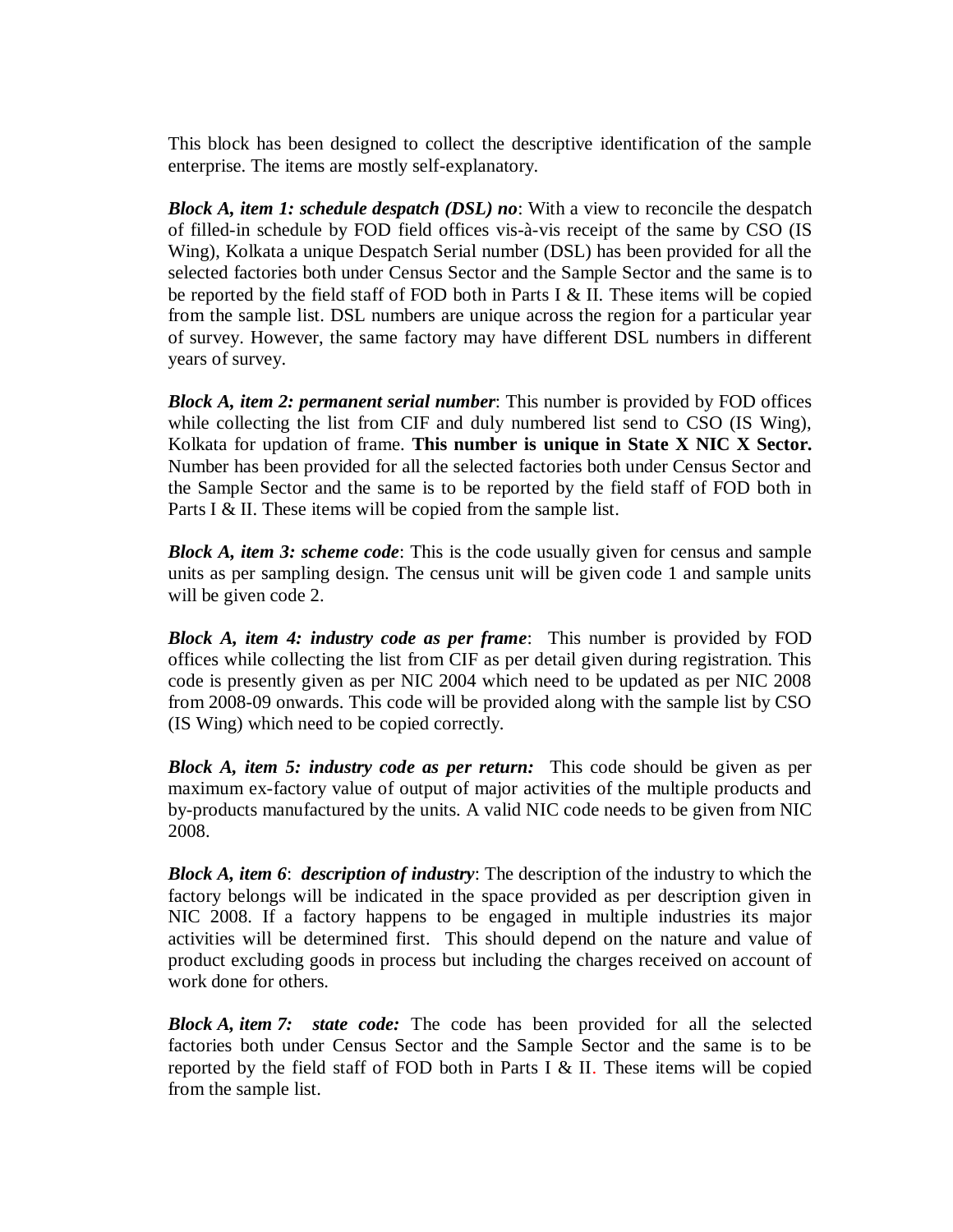This block has been designed to collect the descriptive identification of the sample enterprise. The items are mostly self-explanatory.

***Block A, item 1: schedule despatch (DSL) no***: With a view to reconcile the despatch of filled-in schedule by FOD field offices vis-à-vis receipt of the same by CSO (IS Wing), Kolkata a unique Despatch Serial number (DSL) has been provided for all the selected factories both under Census Sector and the Sample Sector and the same is to be reported by the field staff of FOD both in Parts I & II. These items will be copied from the sample list. DSL numbers are unique across the region for a particular year of survey. However, the same factory may have different DSL numbers in different years of survey.

***Block A, item 2: permanent serial number***: This number is provided by FOD offices while collecting the list from CIF and duly numbered list send to CSO (IS Wing), Kolkata for updation of frame. **This number is unique in State X NIC X Sector.** Number has been provided for all the selected factories both under Census Sector and the Sample Sector and the same is to be reported by the field staff of FOD both in Parts I & II. These items will be copied from the sample list.

***Block A, item 3: scheme code***: This is the code usually given for census and sample units as per sampling design. The census unit will be given code 1 and sample units will be given code 2.

***Block A, item 4: industry code as per frame***: This number is provided by FOD offices while collecting the list from CIF as per detail given during registration. This code is presently given as per NIC 2004 which need to be updated as per NIC 2008 from 2008-09 onwards. This code will be provided along with the sample list by CSO (IS Wing) which need to be copied correctly.

***Block A, item 5: industry code as per return:*** This code should be given as per maximum ex-factory value of output of major activities of the multiple products and by-products manufactured by the units. A valid NIC code needs to be given from NIC 2008.

***Block A, item 6***: ***description of industry***: The description of the industry to which the factory belongs will be indicated in the space provided as per description given in NIC 2008. If a factory happens to be engaged in multiple industries its major activities will be determined first. This should depend on the nature and value of product excluding goods in process but including the charges received on account of work done for others.

***Block A, item 7: state code:*** The code has been provided for all the selected factories both under Census Sector and the Sample Sector and the same is to be reported by the field staff of FOD both in Parts I & II. These items will be copied from the sample list.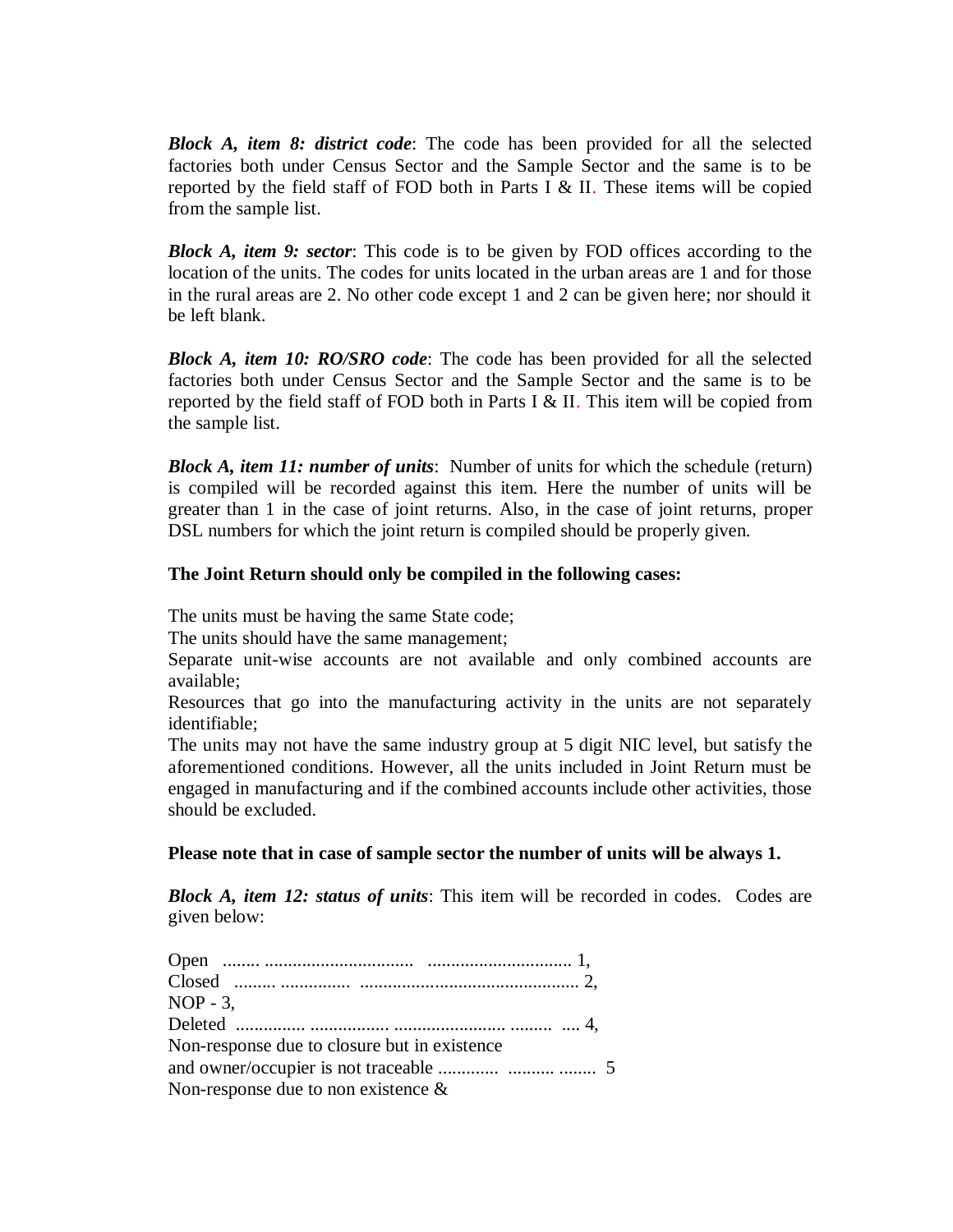***Block A, item 8: district code***: The code has been provided for all the selected factories both under Census Sector and the Sample Sector and the same is to be reported by the field staff of FOD both in Parts I & II. These items will be copied from the sample list.

***Block A, item 9: sector***: This code is to be given by FOD offices according to the location of the units. The codes for units located in the urban areas are 1 and for those in the rural areas are 2. No other code except 1 and 2 can be given here; nor should it be left blank.

***Block A, item 10: RO/SRO code***: The code has been provided for all the selected factories both under Census Sector and the Sample Sector and the same is to be reported by the field staff of FOD both in Parts I & II. This item will be copied from the sample list.

***Block A, item 11: number of units***: Number of units for which the schedule (return) is compiled will be recorded against this item. Here the number of units will be greater than 1 in the case of joint returns. Also, in the case of joint returns, proper DSL numbers for which the joint return is compiled should be properly given.

**The Joint Return should only be compiled in the following cases:**

The units must be having the same State code;
The units should have the same management;
Separate unit-wise accounts are not available and only combined accounts are available;
Resources that go into the manufacturing activity in the units are not separately identifiable;
The units may not have the same industry group at 5 digit NIC level, but satisfy the aforementioned conditions. However, all the units included in Joint Return must be engaged in manufacturing and if the combined accounts include other activities, those should be excluded.

**Please note that in case of sample sector the number of units will be always 1.**

***Block A, item 12: status of units***: This item will be recorded in codes. Codes are given below:

Open ........ ................................ .............................. 1,
Closed ......... ............... ............................................... 2,
NOP - 3,
Deleted ............... ................. ....................... ......... .... 4,
Non-response due to closure but in existence
and owner/occupier is not traceable ............. .......... ........ 5
Non-response due to non existence &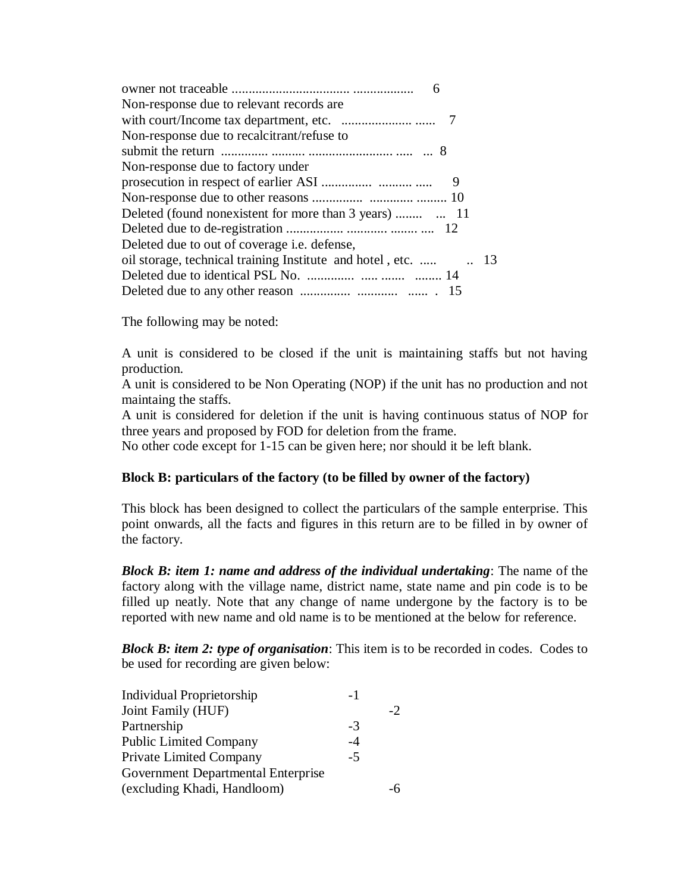owner not traceable ................................... ................. 6
Non-response due to relevant records are
with court/Income tax department, etc. ..................... ...... 7
Non-response due to recalcitrant/refuse to
submit the return ............. .......... ......................... ..... ... 8
Non-response due to factory under
prosecution in respect of earlier ASI .............. .......... ..... 9
Non-response due to other reasons ............... ............ ......... 10
Deleted (found nonexistent for more than 3 years) ........ ... 11
Deleted due to de-registration ................ ............ ........ .... 12
Deleted due to out of coverage i.e. defense,
oil storage, technical training Institute and hotel , etc. ..... .. 13
Deleted due to identical PSL No. .............. ..... ....... ........ 14
Deleted due to any other reason ............... ............ ...... . 15

The following may be noted:

A unit is considered to be closed if the unit is maintaining staffs but not having production.
A unit is considered to be Non Operating (NOP) if the unit has no production and not maintaing the staffs.
A unit is considered for deletion if the unit is having continuous status of NOP for three years and proposed by FOD for deletion from the frame.
No other code except for 1-15 can be given here; nor should it be left blank.

**Block B: particulars of the factory (to be filled by owner of the factory)**

This block has been designed to collect the particulars of the sample enterprise. This point onwards, all the facts and figures in this return are to be filled in by owner of the factory.

***Block B: item 1: name and address of the individual undertaking***: The name of the factory along with the village name, district name, state name and pin code is to be filled up neatly. Note that any change of name undergone by the factory is to be reported with new name and old name is to be mentioned at the below for reference.

***Block B: item 2: type of organisation***: This item is to be recorded in codes. Codes to be used for recording are given below:

Individual Proprietorship -1
Joint Family (HUF) -2
Partnership -3
Public Limited Company -4
Private Limited Company -5
Government Departmental Enterprise
(excluding Khadi, Handloom) -6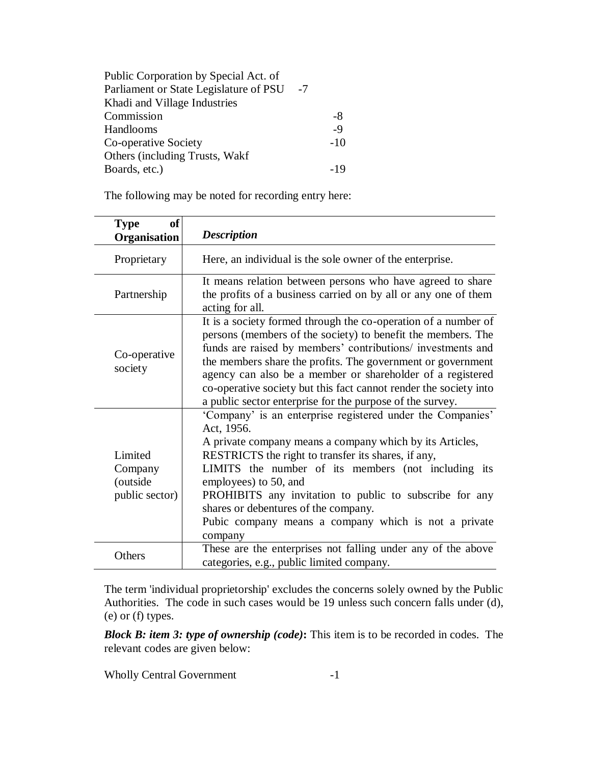Public Corporation by Special Act. of Parliament or State Legislature of PSU -7
Khadi and Village Industries Commission -8
Handlooms -9
Co-operative Society -10
Others (including Trusts, Wakf Boards, etc.) -19

The following may be noted for recording entry here:

| Type of Organisation | *Description* |
|---|---|
| Proprietary | Here, an individual is the sole owner of the enterprise. |
| Partnership | It means relation between persons who have agreed to share the profits of a business carried on by all or any one of them acting for all. |
| Co-operative society | It is a society formed through the co-operation of a number of persons (members of the society) to benefit the members. The funds are raised by members' contributions/ investments and the members share the profits. The government or government agency can also be a member or shareholder of a registered co-operative society but this fact cannot render the society into a public sector enterprise for the purpose of the survey. |
| Limited Company (outside public sector) | 'Company' is an enterprise registered under the Companies' Act, 1956. A private company means a company which by its Articles, RESTRICTS the right to transfer its shares, if any, LIMITS the number of its members (not including its employees) to 50, and PROHIBITS any invitation to public to subscribe for any shares or debentures of the company. Pubic company means a company which is not a private company |
| Others | These are the enterprises not falling under any of the above categories, e.g., public limited company. |

The term 'individual proprietorship' excludes the concerns solely owned by the Public Authorities. The code in such cases would be 19 unless such concern falls under (d), (e) or (f) types.

***Block B: item 3: type of ownership (code)*:** This item is to be recorded in codes. The relevant codes are given below:

Wholly Central Government -1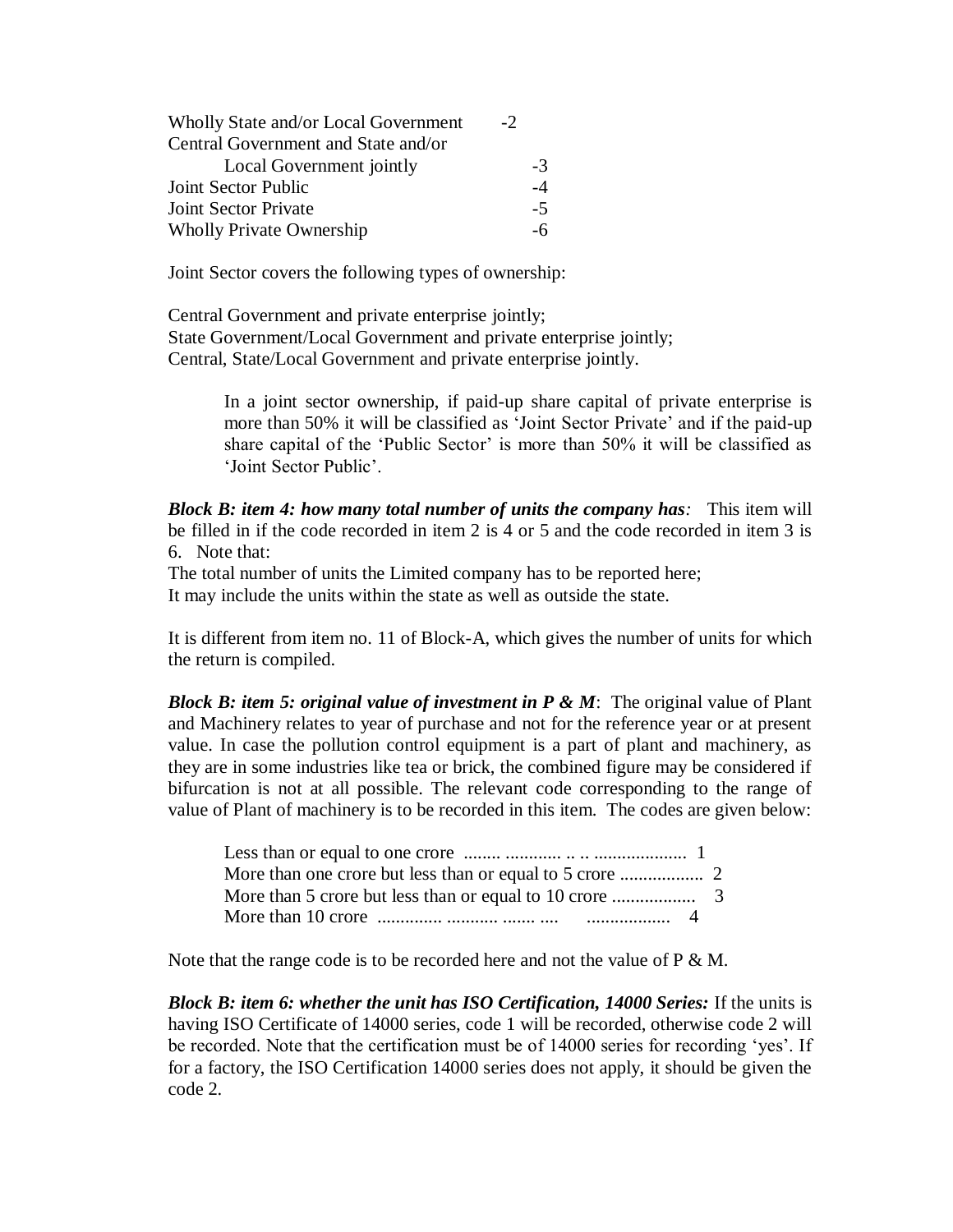Wholly State and/or Local Government -2
Central Government and State and/or
Local Government jointly -3
Joint Sector Public -4
Joint Sector Private -5
Wholly Private Ownership -6

Joint Sector covers the following types of ownership:

Central Government and private enterprise jointly;
State Government/Local Government and private enterprise jointly;
Central, State/Local Government and private enterprise jointly.

> In a joint sector ownership, if paid-up share capital of private enterprise is more than 50% it will be classified as 'Joint Sector Private' and if the paid-up share capital of the 'Public Sector' is more than 50% it will be classified as 'Joint Sector Public'.

***Block B: item 4: how many total number of units the company has:*** This item will be filled in if the code recorded in item 2 is 4 or 5 and the code recorded in item 3 is 6. Note that:
The total number of units the Limited company has to be reported here;
It may include the units within the state as well as outside the state.

It is different from item no. 11 of Block-A, which gives the number of units for which the return is compiled.

***Block B: item 5: original value of investment in P & M***: The original value of Plant and Machinery relates to year of purchase and not for the reference year or at present value. In case the pollution control equipment is a part of plant and machinery, as they are in some industries like tea or brick, the combined figure may be considered if bifurcation is not at all possible. The relevant code corresponding to the range of value of Plant of machinery is to be recorded in this item. The codes are given below:

> Less than or equal to one crore ........ ............ .. .. .................... 1
> More than one crore but less than or equal to 5 crore .................. 2
> More than 5 crore but less than or equal to 10 crore .................. 3
> More than 10 crore .............. ........... ....... .... .................. 4

Note that the range code is to be recorded here and not the value of P & M.

***Block B: item 6: whether the unit has ISO Certification, 14000 Series:*** If the units is having ISO Certificate of 14000 series, code 1 will be recorded, otherwise code 2 will be recorded. Note that the certification must be of 14000 series for recording 'yes'. If for a factory, the ISO Certification 14000 series does not apply, it should be given the code 2.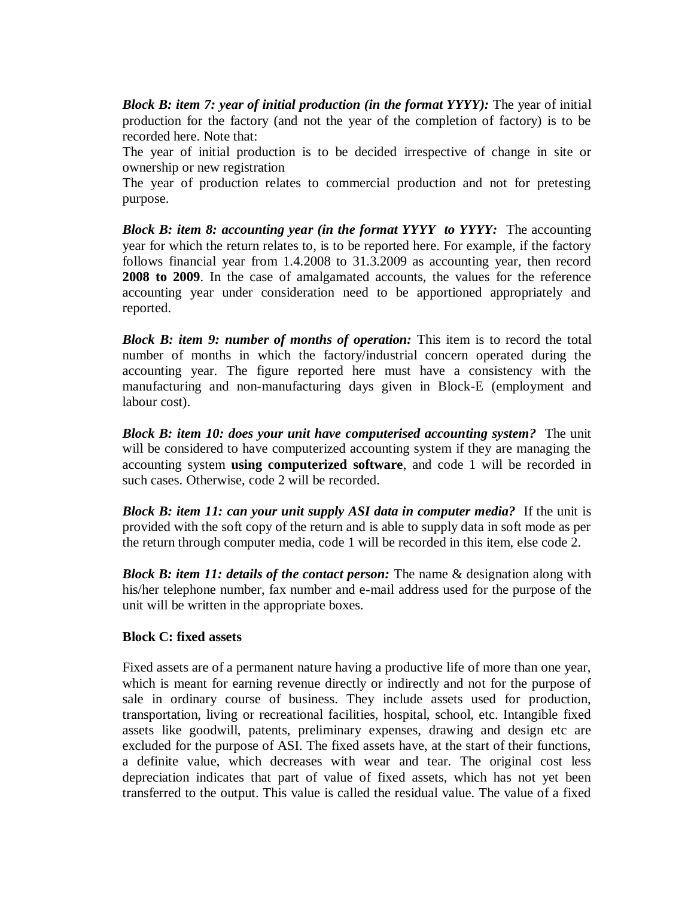***Block B: item 7: year of initial production (in the format YYYY):*** The year of initial production for the factory (and not the year of the completion of factory) is to be recorded here. Note that:

The year of initial production is to be decided irrespective of change in site or ownership or new registration

The year of production relates to commercial production and not for pretesting purpose.

***Block B: item 8: accounting year (in the format YYYY to YYYY:*** The accounting year for which the return relates to, is to be reported here. For example, if the factory follows financial year from 1.4.2008 to 31.3.2009 as accounting year, then record **2008 to 2009**. In the case of amalgamated accounts, the values for the reference accounting year under consideration need to be apportioned appropriately and reported.

***Block B: item 9: number of months of operation:*** This item is to record the total number of months in which the factory/industrial concern operated during the accounting year. The figure reported here must have a consistency with the manufacturing and non-manufacturing days given in Block-E (employment and labour cost).

***Block B: item 10: does your unit have computerised accounting system?*** The unit will be considered to have computerized accounting system if they are managing the accounting system **using computerized software**, and code 1 will be recorded in such cases. Otherwise, code 2 will be recorded.

***Block B: item 11: can your unit supply ASI data in computer media?*** If the unit is provided with the soft copy of the return and is able to supply data in soft mode as per the return through computer media, code 1 will be recorded in this item, else code 2.

***Block B: item 11: details of the contact person:*** The name & designation along with his/her telephone number, fax number and e-mail address used for the purpose of the unit will be written in the appropriate boxes.

**Block C: fixed assets**

Fixed assets are of a permanent nature having a productive life of more than one year, which is meant for earning revenue directly or indirectly and not for the purpose of sale in ordinary course of business. They include assets used for production, transportation, living or recreational facilities, hospital, school, etc. Intangible fixed assets like goodwill, patents, preliminary expenses, drawing and design etc are excluded for the purpose of ASI. The fixed assets have, at the start of their functions, a definite value, which decreases with wear and tear. The original cost less depreciation indicates that part of value of fixed assets, which has not yet been transferred to the output. This value is called the residual value. The value of a fixed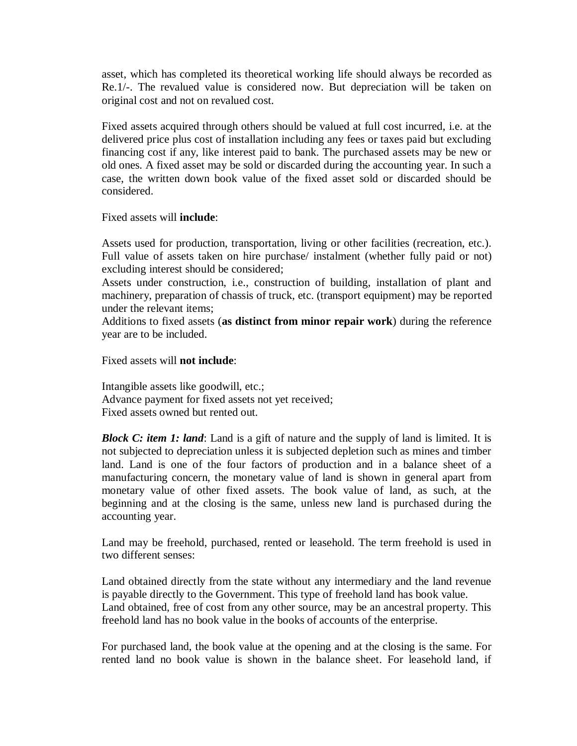asset, which has completed its theoretical working life should always be recorded as Re.1/-. The revalued value is considered now. But depreciation will be taken on original cost and not on revalued cost.

Fixed assets acquired through others should be valued at full cost incurred, i.e. at the delivered price plus cost of installation including any fees or taxes paid but excluding financing cost if any, like interest paid to bank. The purchased assets may be new or old ones. A fixed asset may be sold or discarded during the accounting year. In such a case, the written down book value of the fixed asset sold or discarded should be considered.

Fixed assets will **include**:

Assets used for production, transportation, living or other facilities (recreation, etc.). Full value of assets taken on hire purchase/ instalment (whether fully paid or not) excluding interest should be considered;
Assets under construction, i.e., construction of building, installation of plant and machinery, preparation of chassis of truck, etc. (transport equipment) may be reported under the relevant items;
Additions to fixed assets (**as distinct from minor repair work**) during the reference year are to be included.

Fixed assets will **not include**:

Intangible assets like goodwill, etc.;
Advance payment for fixed assets not yet received;
Fixed assets owned but rented out.

***Block C: item 1: land***: Land is a gift of nature and the supply of land is limited. It is not subjected to depreciation unless it is subjected depletion such as mines and timber land. Land is one of the four factors of production and in a balance sheet of a manufacturing concern, the monetary value of land is shown in general apart from monetary value of other fixed assets. The book value of land, as such, at the beginning and at the closing is the same, unless new land is purchased during the accounting year.

Land may be freehold, purchased, rented or leasehold. The term freehold is used in two different senses:

Land obtained directly from the state without any intermediary and the land revenue is payable directly to the Government. This type of freehold land has book value.
Land obtained, free of cost from any other source, may be an ancestral property. This freehold land has no book value in the books of accounts of the enterprise.

For purchased land, the book value at the opening and at the closing is the same. For rented land no book value is shown in the balance sheet. For leasehold land, if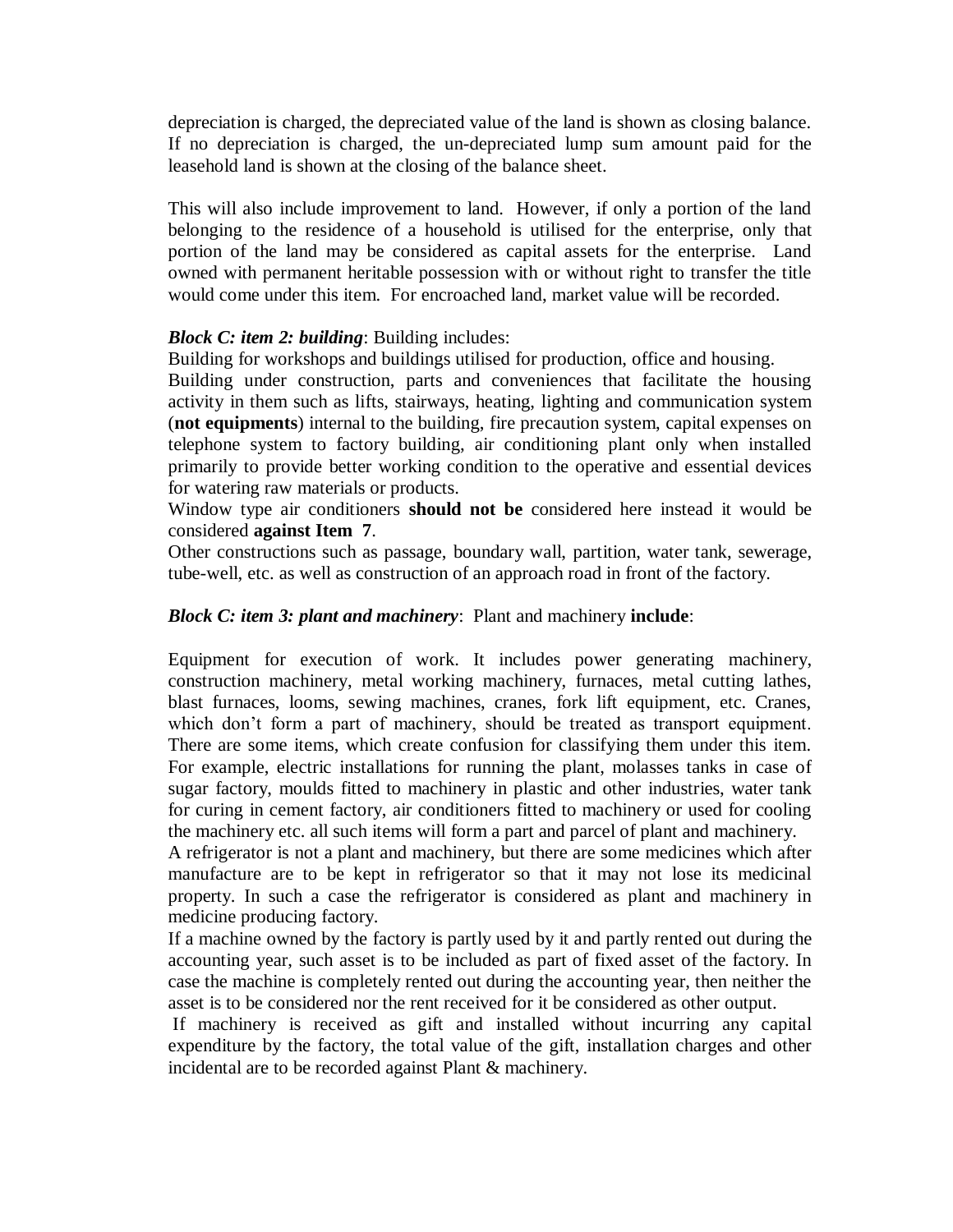depreciation is charged, the depreciated value of the land is shown as closing balance. If no depreciation is charged, the un-depreciated lump sum amount paid for the leasehold land is shown at the closing of the balance sheet.

This will also include improvement to land. However, if only a portion of the land belonging to the residence of a household is utilised for the enterprise, only that portion of the land may be considered as capital assets for the enterprise. Land owned with permanent heritable possession with or without right to transfer the title would come under this item. For encroached land, market value will be recorded.

***Block C: item 2: building***: Building includes:

Building for workshops and buildings utilised for production, office and housing.

Building under construction, parts and conveniences that facilitate the housing activity in them such as lifts, stairways, heating, lighting and communication system (**not equipments**) internal to the building, fire precaution system, capital expenses on telephone system to factory building, air conditioning plant only when installed primarily to provide better working condition to the operative and essential devices for watering raw materials or products.

Window type air conditioners **should not be** considered here instead it would be considered **against Item 7**.

Other constructions such as passage, boundary wall, partition, water tank, sewerage, tube-well, etc. as well as construction of an approach road in front of the factory.

***Block C: item 3: plant and machinery***: Plant and machinery **include**:

Equipment for execution of work. It includes power generating machinery, construction machinery, metal working machinery, furnaces, metal cutting lathes, blast furnaces, looms, sewing machines, cranes, fork lift equipment, etc. Cranes, which don't form a part of machinery, should be treated as transport equipment. There are some items, which create confusion for classifying them under this item. For example, electric installations for running the plant, molasses tanks in case of sugar factory, moulds fitted to machinery in plastic and other industries, water tank for curing in cement factory, air conditioners fitted to machinery or used for cooling the machinery etc. all such items will form a part and parcel of plant and machinery.

A refrigerator is not a plant and machinery, but there are some medicines which after manufacture are to be kept in refrigerator so that it may not lose its medicinal property. In such a case the refrigerator is considered as plant and machinery in medicine producing factory.

If a machine owned by the factory is partly used by it and partly rented out during the accounting year, such asset is to be included as part of fixed asset of the factory. In case the machine is completely rented out during the accounting year, then neither the asset is to be considered nor the rent received for it be considered as other output.

If machinery is received as gift and installed without incurring any capital expenditure by the factory, the total value of the gift, installation charges and other incidental are to be recorded against Plant & machinery.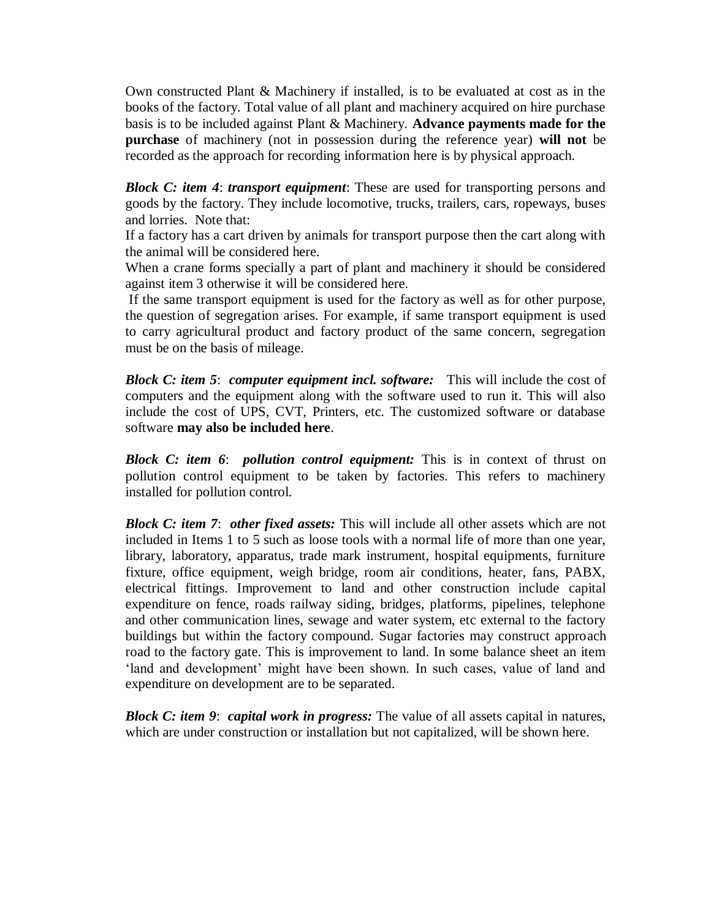Own constructed Plant & Machinery if installed, is to be evaluated at cost as in the books of the factory. Total value of all plant and machinery acquired on hire purchase basis is to be included against Plant & Machinery. **Advance payments made for the purchase** of machinery (not in possession during the reference year) **will not** be recorded as the approach for recording information here is by physical approach.

***Block C: item 4***: ***transport equipment***: These are used for transporting persons and goods by the factory. They include locomotive, trucks, trailers, cars, ropeways, buses and lorries. Note that:

If a factory has a cart driven by animals for transport purpose then the cart along with the animal will be considered here.

When a crane forms specially a part of plant and machinery it should be considered against item 3 otherwise it will be considered here.

If the same transport equipment is used for the factory as well as for other purpose, the question of segregation arises. For example, if same transport equipment is used to carry agricultural product and factory product of the same concern, segregation must be on the basis of mileage.

***Block C: item 5***: ***computer equipment incl. software:*** This will include the cost of computers and the equipment along with the software used to run it. This will also include the cost of UPS, CVT, Printers, etc. The customized software or database software **may also be included here**.

***Block C: item 6***: ***pollution control equipment:*** This is in context of thrust on pollution control equipment to be taken by factories. This refers to machinery installed for pollution control.

***Block C: item 7***: ***other fixed assets:*** This will include all other assets which are not included in Items 1 to 5 such as loose tools with a normal life of more than one year, library, laboratory, apparatus, trade mark instrument, hospital equipments, furniture fixture, office equipment, weigh bridge, room air conditions, heater, fans, PABX, electrical fittings. Improvement to land and other construction include capital expenditure on fence, roads railway siding, bridges, platforms, pipelines, telephone and other communication lines, sewage and water system, etc external to the factory buildings but within the factory compound. Sugar factories may construct approach road to the factory gate. This is improvement to land. In some balance sheet an item 'land and development' might have been shown. In such cases, value of land and expenditure on development are to be separated.

***Block C: item 9***: ***capital work in progress:*** The value of all assets capital in natures, which are under construction or installation but not capitalized, will be shown here.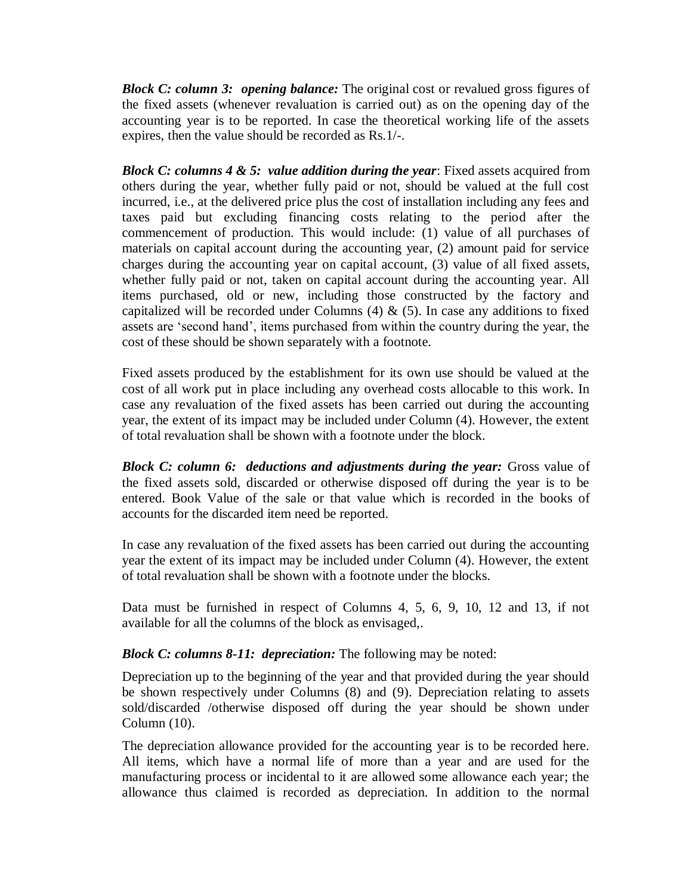***Block C: column 3: opening balance:*** The original cost or revalued gross figures of the fixed assets (whenever revaluation is carried out) as on the opening day of the accounting year is to be reported. In case the theoretical working life of the assets expires, then the value should be recorded as Rs.1/-.

***Block C: columns 4 & 5: value addition during the year***: Fixed assets acquired from others during the year, whether fully paid or not, should be valued at the full cost incurred, i.e., at the delivered price plus the cost of installation including any fees and taxes paid but excluding financing costs relating to the period after the commencement of production. This would include: (1) value of all purchases of materials on capital account during the accounting year, (2) amount paid for service charges during the accounting year on capital account, (3) value of all fixed assets, whether fully paid or not, taken on capital account during the accounting year. All items purchased, old or new, including those constructed by the factory and capitalized will be recorded under Columns (4) & (5). In case any additions to fixed assets are 'second hand', items purchased from within the country during the year, the cost of these should be shown separately with a footnote.

Fixed assets produced by the establishment for its own use should be valued at the cost of all work put in place including any overhead costs allocable to this work. In case any revaluation of the fixed assets has been carried out during the accounting year, the extent of its impact may be included under Column (4). However, the extent of total revaluation shall be shown with a footnote under the block.

***Block C: column 6: deductions and adjustments during the year:*** Gross value of the fixed assets sold, discarded or otherwise disposed off during the year is to be entered. Book Value of the sale or that value which is recorded in the books of accounts for the discarded item need be reported.

In case any revaluation of the fixed assets has been carried out during the accounting year the extent of its impact may be included under Column (4). However, the extent of total revaluation shall be shown with a footnote under the blocks.

Data must be furnished in respect of Columns 4, 5, 6, 9, 10, 12 and 13, if not available for all the columns of the block as envisaged,.

***Block C: columns 8-11: depreciation:*** The following may be noted:

Depreciation up to the beginning of the year and that provided during the year should be shown respectively under Columns (8) and (9). Depreciation relating to assets sold/discarded /otherwise disposed off during the year should be shown under Column (10).

The depreciation allowance provided for the accounting year is to be recorded here. All items, which have a normal life of more than a year and are used for the manufacturing process or incidental to it are allowed some allowance each year; the allowance thus claimed is recorded as depreciation. In addition to the normal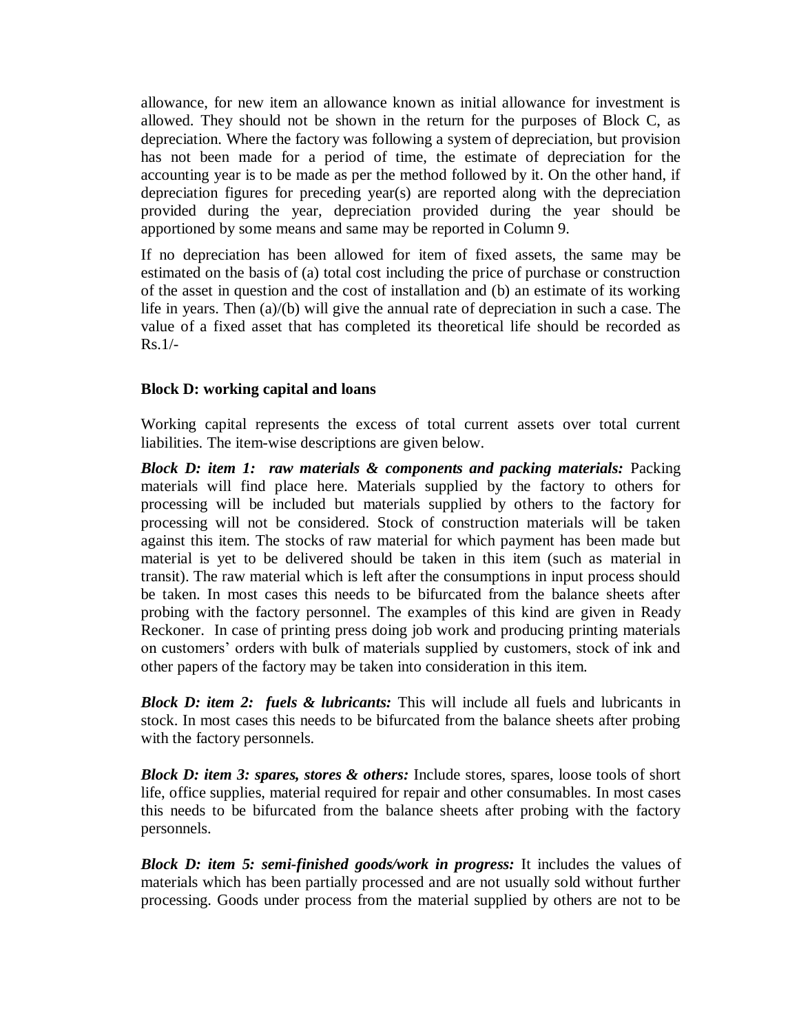allowance, for new item an allowance known as initial allowance for investment is allowed. They should not be shown in the return for the purposes of Block C, as depreciation. Where the factory was following a system of depreciation, but provision has not been made for a period of time, the estimate of depreciation for the accounting year is to be made as per the method followed by it. On the other hand, if depreciation figures for preceding year(s) are reported along with the depreciation provided during the year, depreciation provided during the year should be apportioned by some means and same may be reported in Column 9.

If no depreciation has been allowed for item of fixed assets, the same may be estimated on the basis of (a) total cost including the price of purchase or construction of the asset in question and the cost of installation and (b) an estimate of its working life in years. Then (a)/(b) will give the annual rate of depreciation in such a case. The value of a fixed asset that has completed its theoretical life should be recorded as Rs.1/-

**Block D: working capital and loans**

Working capital represents the excess of total current assets over total current liabilities. The item-wise descriptions are given below.

***Block D: item 1: raw materials & components and packing materials:*** Packing materials will find place here. Materials supplied by the factory to others for processing will be included but materials supplied by others to the factory for processing will not be considered. Stock of construction materials will be taken against this item. The stocks of raw material for which payment has been made but material is yet to be delivered should be taken in this item (such as material in transit). The raw material which is left after the consumptions in input process should be taken. In most cases this needs to be bifurcated from the balance sheets after probing with the factory personnel. The examples of this kind are given in Ready Reckoner. In case of printing press doing job work and producing printing materials on customers' orders with bulk of materials supplied by customers, stock of ink and other papers of the factory may be taken into consideration in this item.

***Block D: item 2: fuels & lubricants:*** This will include all fuels and lubricants in stock. In most cases this needs to be bifurcated from the balance sheets after probing with the factory personnels.

***Block D: item 3: spares, stores & others:*** Include stores, spares, loose tools of short life, office supplies, material required for repair and other consumables. In most cases this needs to be bifurcated from the balance sheets after probing with the factory personnels.

***Block D: item 5: semi-finished goods/work in progress:*** It includes the values of materials which has been partially processed and are not usually sold without further processing. Goods under process from the material supplied by others are not to be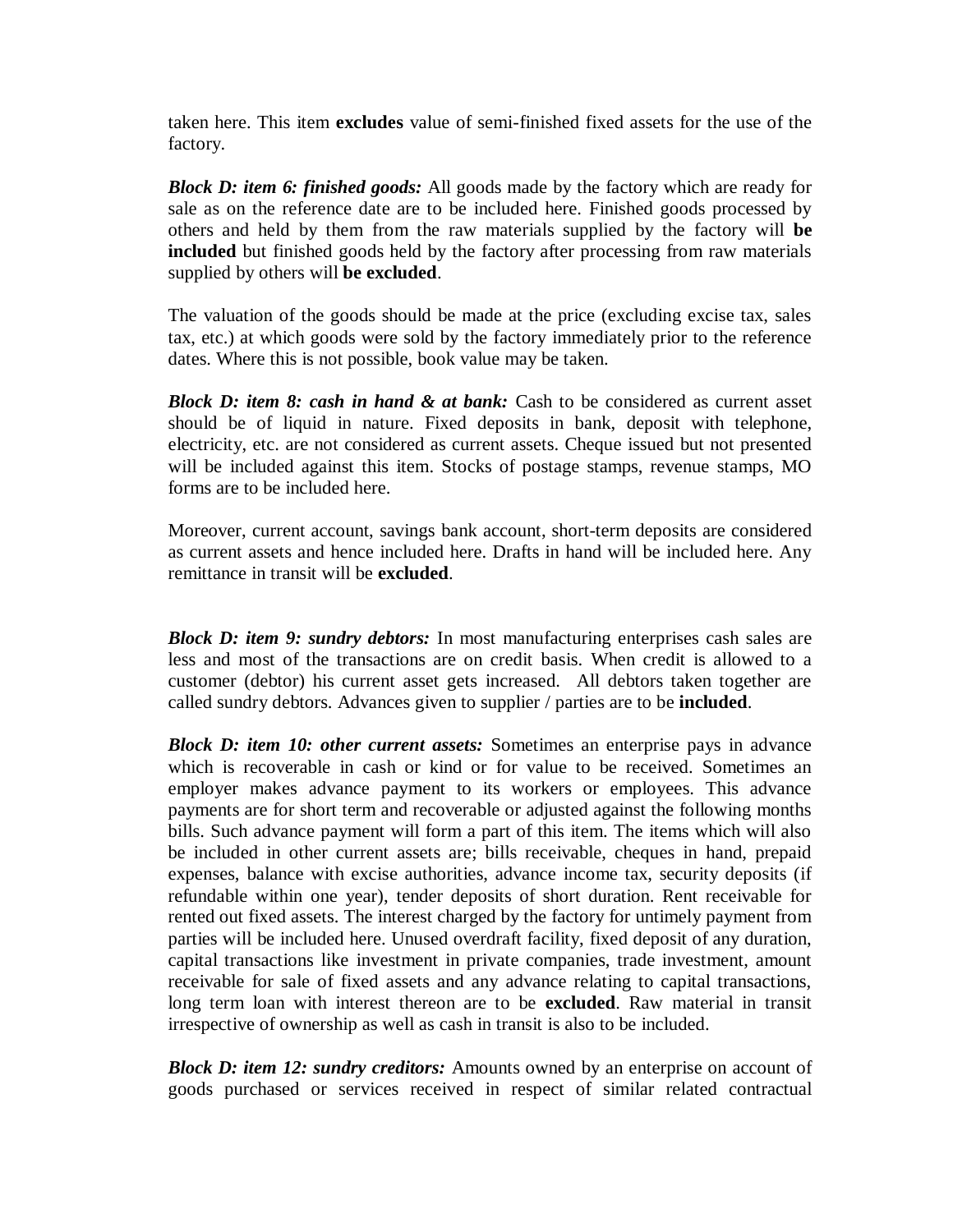taken here. This item **excludes** value of semi-finished fixed assets for the use of the factory.

***Block D: item 6: finished goods:*** All goods made by the factory which are ready for sale as on the reference date are to be included here. Finished goods processed by others and held by them from the raw materials supplied by the factory will **be included** but finished goods held by the factory after processing from raw materials supplied by others will **be excluded**.

The valuation of the goods should be made at the price (excluding excise tax, sales tax, etc.) at which goods were sold by the factory immediately prior to the reference dates. Where this is not possible, book value may be taken.

***Block D: item 8: cash in hand & at bank:*** Cash to be considered as current asset should be of liquid in nature. Fixed deposits in bank, deposit with telephone, electricity, etc. are not considered as current assets. Cheque issued but not presented will be included against this item. Stocks of postage stamps, revenue stamps, MO forms are to be included here.

Moreover, current account, savings bank account, short-term deposits are considered as current assets and hence included here. Drafts in hand will be included here. Any remittance in transit will be **excluded**.

***Block D: item 9: sundry debtors:*** In most manufacturing enterprises cash sales are less and most of the transactions are on credit basis. When credit is allowed to a customer (debtor) his current asset gets increased. All debtors taken together are called sundry debtors. Advances given to supplier / parties are to be **included**.

***Block D: item 10: other current assets:*** Sometimes an enterprise pays in advance which is recoverable in cash or kind or for value to be received. Sometimes an employer makes advance payment to its workers or employees. This advance payments are for short term and recoverable or adjusted against the following months bills. Such advance payment will form a part of this item. The items which will also be included in other current assets are; bills receivable, cheques in hand, prepaid expenses, balance with excise authorities, advance income tax, security deposits (if refundable within one year), tender deposits of short duration. Rent receivable for rented out fixed assets. The interest charged by the factory for untimely payment from parties will be included here. Unused overdraft facility, fixed deposit of any duration, capital transactions like investment in private companies, trade investment, amount receivable for sale of fixed assets and any advance relating to capital transactions, long term loan with interest thereon are to be **excluded**. Raw material in transit irrespective of ownership as well as cash in transit is also to be included.

***Block D: item 12: sundry creditors:*** Amounts owned by an enterprise on account of goods purchased or services received in respect of similar related contractual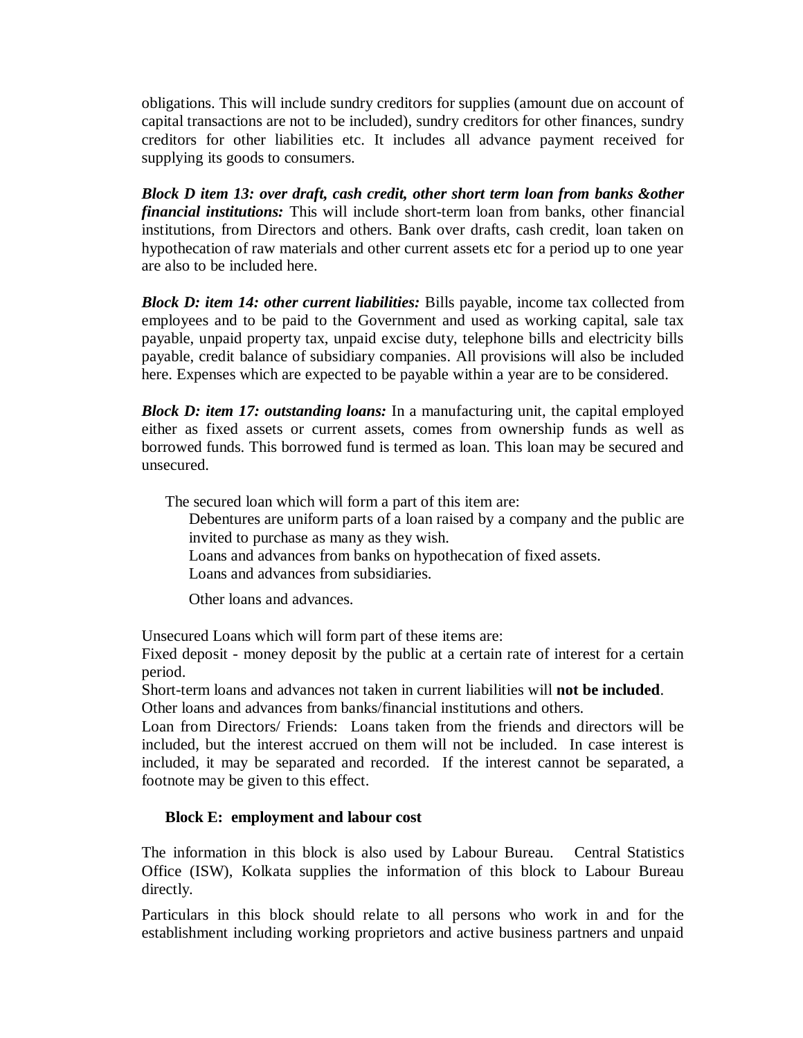obligations. This will include sundry creditors for supplies (amount due on account of capital transactions are not to be included), sundry creditors for other finances, sundry creditors for other liabilities etc. It includes all advance payment received for supplying its goods to consumers.

***Block D item 13: over draft, cash credit, other short term loan from banks &other financial institutions:*** This will include short-term loan from banks, other financial institutions, from Directors and others. Bank over drafts, cash credit, loan taken on hypothecation of raw materials and other current assets etc for a period up to one year are also to be included here.

***Block D: item 14: other current liabilities:*** Bills payable, income tax collected from employees and to be paid to the Government and used as working capital, sale tax payable, unpaid property tax, unpaid excise duty, telephone bills and electricity bills payable, credit balance of subsidiary companies. All provisions will also be included here. Expenses which are expected to be payable within a year are to be considered.

***Block D: item 17: outstanding loans:*** In a manufacturing unit, the capital employed either as fixed assets or current assets, comes from ownership funds as well as borrowed funds. This borrowed fund is termed as loan. This loan may be secured and unsecured.

The secured loan which will form a part of this item are:

Debentures are uniform parts of a loan raised by a company and the public are invited to purchase as many as they wish.

Loans and advances from banks on hypothecation of fixed assets.

Loans and advances from subsidiaries.

Other loans and advances.

Unsecured Loans which will form part of these items are:

Fixed deposit - money deposit by the public at a certain rate of interest for a certain period.

Short-term loans and advances not taken in current liabilities will **not be included**.

Other loans and advances from banks/financial institutions and others.

Loan from Directors/ Friends: Loans taken from the friends and directors will be included, but the interest accrued on them will not be included. In case interest is included, it may be separated and recorded. If the interest cannot be separated, a footnote may be given to this effect.

**Block E: employment and labour cost**

The information in this block is also used by Labour Bureau. Central Statistics Office (ISW), Kolkata supplies the information of this block to Labour Bureau directly.

Particulars in this block should relate to all persons who work in and for the establishment including working proprietors and active business partners and unpaid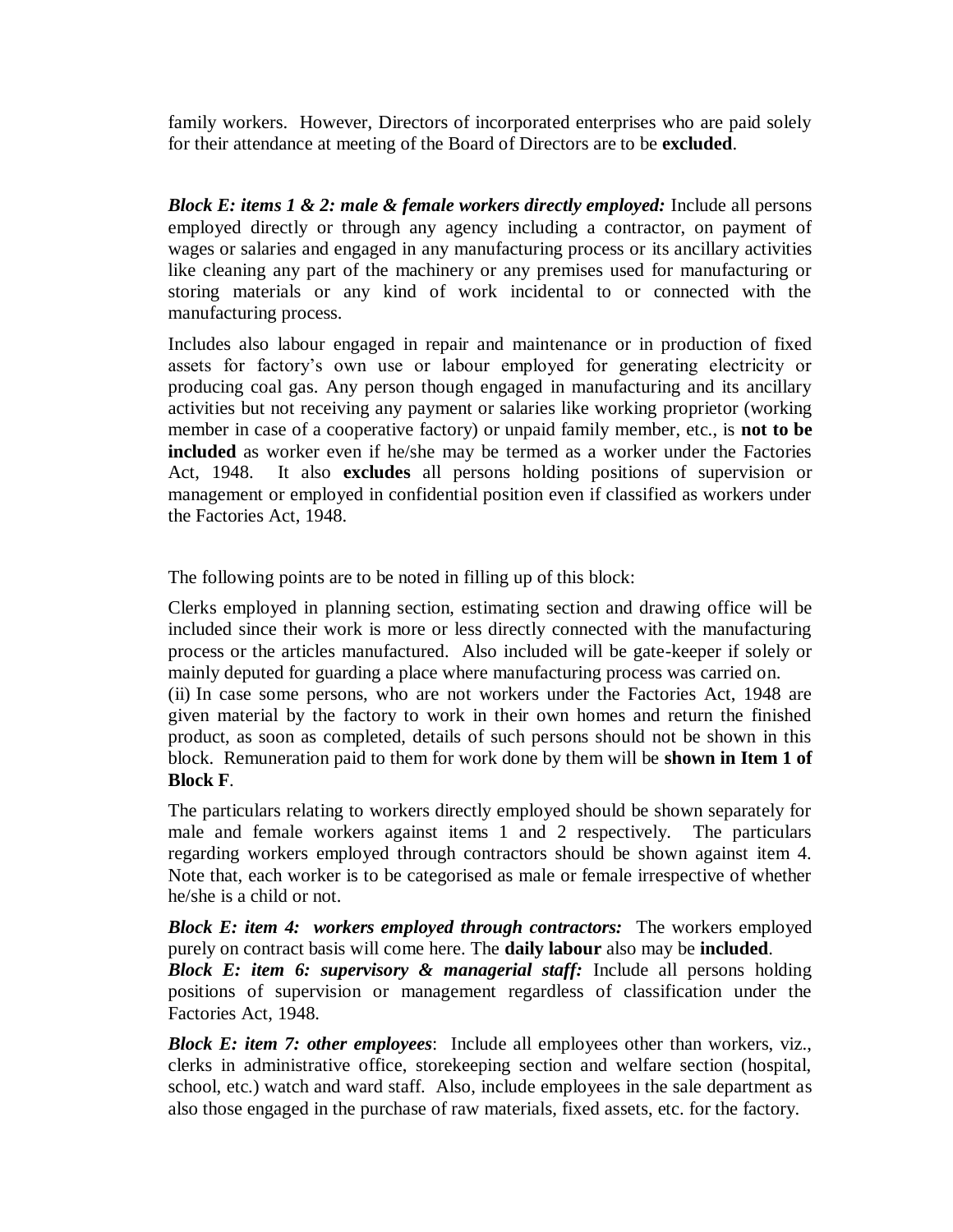family workers. However, Directors of incorporated enterprises who are paid solely for their attendance at meeting of the Board of Directors are to be **excluded**.

***Block E: items 1 & 2: male & female workers directly employed:*** Include all persons employed directly or through any agency including a contractor, on payment of wages or salaries and engaged in any manufacturing process or its ancillary activities like cleaning any part of the machinery or any premises used for manufacturing or storing materials or any kind of work incidental to or connected with the manufacturing process.

Includes also labour engaged in repair and maintenance or in production of fixed assets for factory's own use or labour employed for generating electricity or producing coal gas. Any person though engaged in manufacturing and its ancillary activities but not receiving any payment or salaries like working proprietor (working member in case of a cooperative factory) or unpaid family member, etc., is **not to be included** as worker even if he/she may be termed as a worker under the Factories Act, 1948. It also **excludes** all persons holding positions of supervision or management or employed in confidential position even if classified as workers under the Factories Act, 1948.

The following points are to be noted in filling up of this block:

Clerks employed in planning section, estimating section and drawing office will be included since their work is more or less directly connected with the manufacturing process or the articles manufactured. Also included will be gate-keeper if solely or mainly deputed for guarding a place where manufacturing process was carried on.
(ii) In case some persons, who are not workers under the Factories Act, 1948 are given material by the factory to work in their own homes and return the finished product, as soon as completed, details of such persons should not be shown in this block. Remuneration paid to them for work done by them will be **shown in Item 1 of Block F**.

The particulars relating to workers directly employed should be shown separately for male and female workers against items 1 and 2 respectively. The particulars regarding workers employed through contractors should be shown against item 4. Note that, each worker is to be categorised as male or female irrespective of whether he/she is a child or not.

***Block E: item 4: workers employed through contractors:*** The workers employed purely on contract basis will come here. The **daily labour** also may be **included**.
***Block E: item 6: supervisory & managerial staff:*** Include all persons holding positions of supervision or management regardless of classification under the Factories Act, 1948.

***Block E: item 7: other employees***: Include all employees other than workers, viz., clerks in administrative office, storekeeping section and welfare section (hospital, school, etc.) watch and ward staff. Also, include employees in the sale department as also those engaged in the purchase of raw materials, fixed assets, etc. for the factory.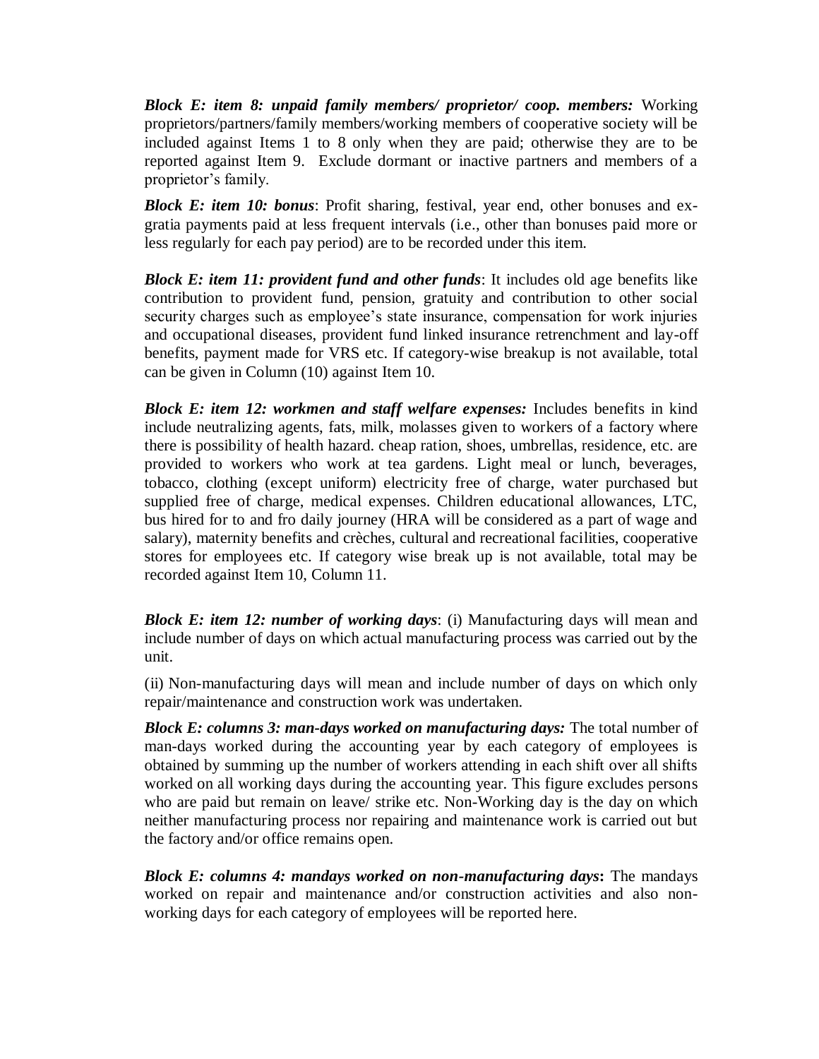***Block E: item 8: unpaid family members/ proprietor/ coop. members:*** Working proprietors/partners/family members/working members of cooperative society will be included against Items 1 to 8 only when they are paid; otherwise they are to be reported against Item 9. Exclude dormant or inactive partners and members of a proprietor's family.

***Block E: item 10: bonus***: Profit sharing, festival, year end, other bonuses and ex-gratia payments paid at less frequent intervals (i.e., other than bonuses paid more or less regularly for each pay period) are to be recorded under this item.

***Block E: item 11: provident fund and other funds***: It includes old age benefits like contribution to provident fund, pension, gratuity and contribution to other social security charges such as employee's state insurance, compensation for work injuries and occupational diseases, provident fund linked insurance retrenchment and lay-off benefits, payment made for VRS etc. If category-wise breakup is not available, total can be given in Column (10) against Item 10.

***Block E: item 12: workmen and staff welfare expenses:*** Includes benefits in kind include neutralizing agents, fats, milk, molasses given to workers of a factory where there is possibility of health hazard. cheap ration, shoes, umbrellas, residence, etc. are provided to workers who work at tea gardens. Light meal or lunch, beverages, tobacco, clothing (except uniform) electricity free of charge, water purchased but supplied free of charge, medical expenses. Children educational allowances, LTC, bus hired for to and fro daily journey (HRA will be considered as a part of wage and salary), maternity benefits and crèches, cultural and recreational facilities, cooperative stores for employees etc. If category wise break up is not available, total may be recorded against Item 10, Column 11.

***Block E: item 12: number of working days***: (i) Manufacturing days will mean and include number of days on which actual manufacturing process was carried out by the unit.

(ii) Non-manufacturing days will mean and include number of days on which only repair/maintenance and construction work was undertaken.

***Block E: columns 3: man-days worked on manufacturing days:*** The total number of man-days worked during the accounting year by each category of employees is obtained by summing up the number of workers attending in each shift over all shifts worked on all working days during the accounting year. This figure excludes persons who are paid but remain on leave/ strike etc. Non-Working day is the day on which neither manufacturing process nor repairing and maintenance work is carried out but the factory and/or office remains open.

***Block E: columns 4: mandays worked on non-manufacturing days*:** The mandays worked on repair and maintenance and/or construction activities and also non-working days for each category of employees will be reported here.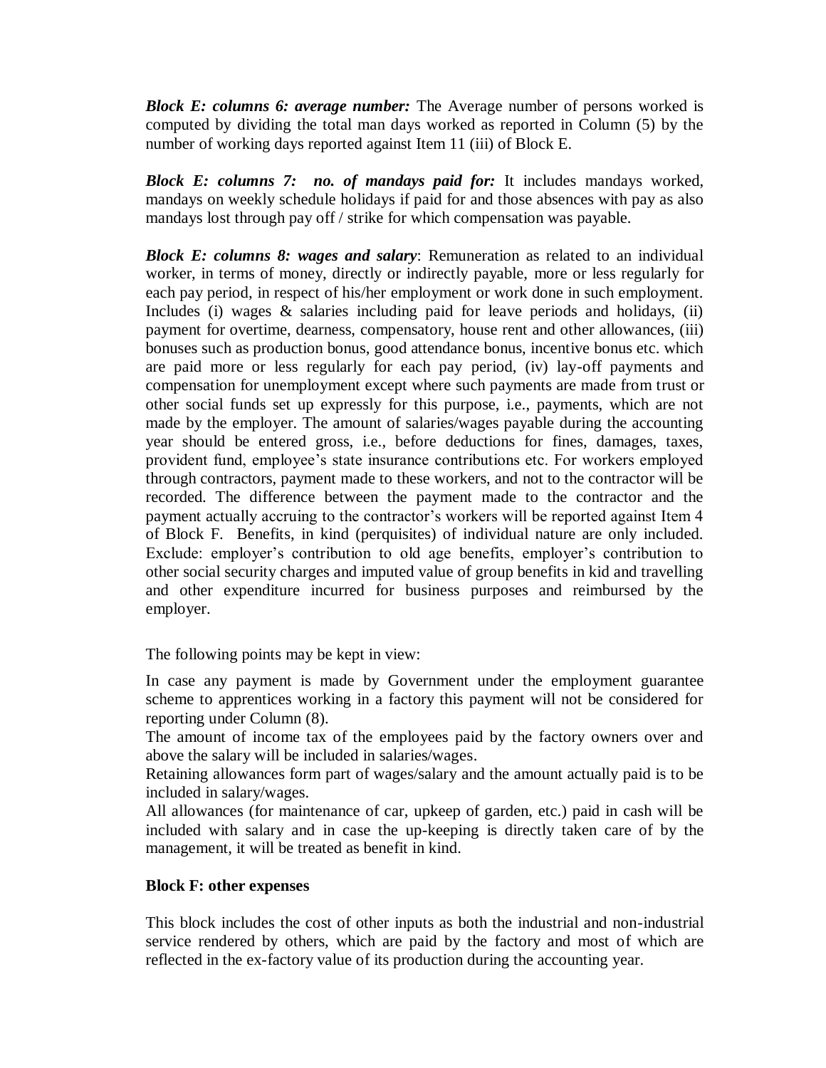***Block E: columns 6: average number:*** The Average number of persons worked is computed by dividing the total man days worked as reported in Column (5) by the number of working days reported against Item 11 (iii) of Block E.

***Block E: columns 7: no. of mandays paid for:*** It includes mandays worked, mandays on weekly schedule holidays if paid for and those absences with pay as also mandays lost through pay off / strike for which compensation was payable.

***Block E: columns 8: wages and salary***: Remuneration as related to an individual worker, in terms of money, directly or indirectly payable, more or less regularly for each pay period, in respect of his/her employment or work done in such employment. Includes (i) wages & salaries including paid for leave periods and holidays, (ii) payment for overtime, dearness, compensatory, house rent and other allowances, (iii) bonuses such as production bonus, good attendance bonus, incentive bonus etc. which are paid more or less regularly for each pay period, (iv) lay-off payments and compensation for unemployment except where such payments are made from trust or other social funds set up expressly for this purpose, i.e., payments, which are not made by the employer. The amount of salaries/wages payable during the accounting year should be entered gross, i.e., before deductions for fines, damages, taxes, provident fund, employee's state insurance contributions etc. For workers employed through contractors, payment made to these workers, and not to the contractor will be recorded. The difference between the payment made to the contractor and the payment actually accruing to the contractor's workers will be reported against Item 4 of Block F. Benefits, in kind (perquisites) of individual nature are only included. Exclude: employer's contribution to old age benefits, employer's contribution to other social security charges and imputed value of group benefits in kid and travelling and other expenditure incurred for business purposes and reimbursed by the employer.

The following points may be kept in view:

In case any payment is made by Government under the employment guarantee scheme to apprentices working in a factory this payment will not be considered for reporting under Column (8).

The amount of income tax of the employees paid by the factory owners over and above the salary will be included in salaries/wages.

Retaining allowances form part of wages/salary and the amount actually paid is to be included in salary/wages.

All allowances (for maintenance of car, upkeep of garden, etc.) paid in cash will be included with salary and in case the up-keeping is directly taken care of by the management, it will be treated as benefit in kind.

**Block F: other expenses**

This block includes the cost of other inputs as both the industrial and non-industrial service rendered by others, which are paid by the factory and most of which are reflected in the ex-factory value of its production during the accounting year.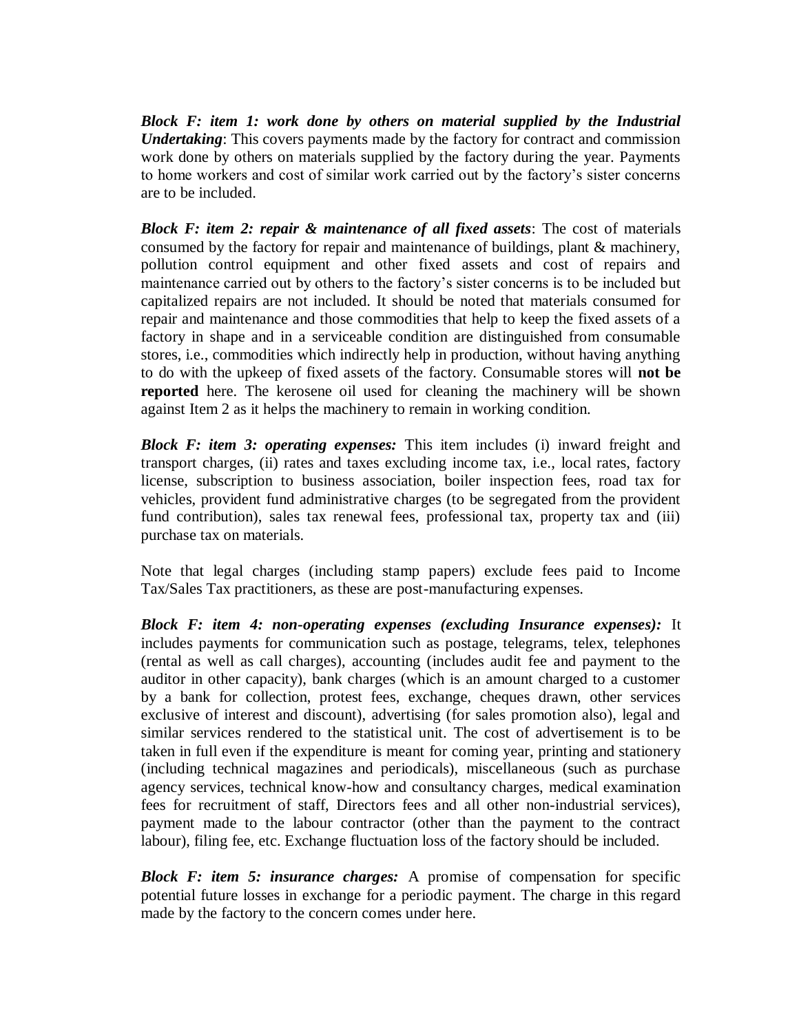***Block F: item 1: work done by others on material supplied by the Industrial Undertaking***: This covers payments made by the factory for contract and commission work done by others on materials supplied by the factory during the year. Payments to home workers and cost of similar work carried out by the factory's sister concerns are to be included.

***Block F: item 2: repair & maintenance of all fixed assets***: The cost of materials consumed by the factory for repair and maintenance of buildings, plant & machinery, pollution control equipment and other fixed assets and cost of repairs and maintenance carried out by others to the factory's sister concerns is to be included but capitalized repairs are not included. It should be noted that materials consumed for repair and maintenance and those commodities that help to keep the fixed assets of a factory in shape and in a serviceable condition are distinguished from consumable stores, i.e., commodities which indirectly help in production, without having anything to do with the upkeep of fixed assets of the factory. Consumable stores will **not be reported** here. The kerosene oil used for cleaning the machinery will be shown against Item 2 as it helps the machinery to remain in working condition.

***Block F: item 3: operating expenses:*** This item includes (i) inward freight and transport charges, (ii) rates and taxes excluding income tax, i.e., local rates, factory license, subscription to business association, boiler inspection fees, road tax for vehicles, provident fund administrative charges (to be segregated from the provident fund contribution), sales tax renewal fees, professional tax, property tax and (iii) purchase tax on materials.

Note that legal charges (including stamp papers) exclude fees paid to Income Tax/Sales Tax practitioners, as these are post-manufacturing expenses.

***Block F: item 4: non-operating expenses (excluding Insurance expenses):*** It includes payments for communication such as postage, telegrams, telex, telephones (rental as well as call charges), accounting (includes audit fee and payment to the auditor in other capacity), bank charges (which is an amount charged to a customer by a bank for collection, protest fees, exchange, cheques drawn, other services exclusive of interest and discount), advertising (for sales promotion also), legal and similar services rendered to the statistical unit. The cost of advertisement is to be taken in full even if the expenditure is meant for coming year, printing and stationery (including technical magazines and periodicals), miscellaneous (such as purchase agency services, technical know-how and consultancy charges, medical examination fees for recruitment of staff, Directors fees and all other non-industrial services), payment made to the labour contractor (other than the payment to the contract labour), filing fee, etc. Exchange fluctuation loss of the factory should be included.

***Block F: item 5: insurance charges:*** A promise of compensation for specific potential future losses in exchange for a periodic payment. The charge in this regard made by the factory to the concern comes under here.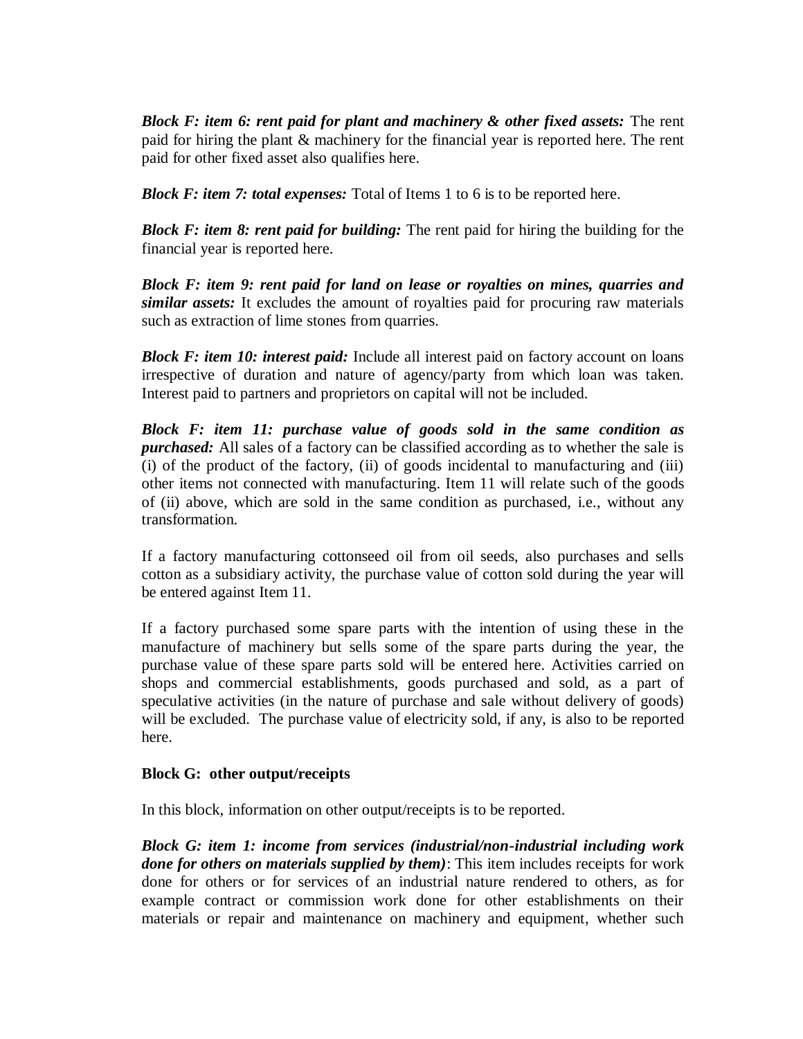***Block F: item 6: rent paid for plant and machinery & other fixed assets:*** The rent paid for hiring the plant & machinery for the financial year is reported here. The rent paid for other fixed asset also qualifies here.

***Block F: item 7: total expenses:*** Total of Items 1 to 6 is to be reported here.

***Block F: item 8: rent paid for building:*** The rent paid for hiring the building for the financial year is reported here.

***Block F: item 9: rent paid for land on lease or royalties on mines, quarries and similar assets:*** It excludes the amount of royalties paid for procuring raw materials such as extraction of lime stones from quarries.

***Block F: item 10: interest paid:*** Include all interest paid on factory account on loans irrespective of duration and nature of agency/party from which loan was taken. Interest paid to partners and proprietors on capital will not be included.

***Block F: item 11: purchase value of goods sold in the same condition as purchased:*** All sales of a factory can be classified according as to whether the sale is (i) of the product of the factory, (ii) of goods incidental to manufacturing and (iii) other items not connected with manufacturing. Item 11 will relate such of the goods of (ii) above, which are sold in the same condition as purchased, i.e., without any transformation.

If a factory manufacturing cottonseed oil from oil seeds, also purchases and sells cotton as a subsidiary activity, the purchase value of cotton sold during the year will be entered against Item 11.

If a factory purchased some spare parts with the intention of using these in the manufacture of machinery but sells some of the spare parts during the year, the purchase value of these spare parts sold will be entered here. Activities carried on shops and commercial establishments, goods purchased and sold, as a part of speculative activities (in the nature of purchase and sale without delivery of goods) will be excluded. The purchase value of electricity sold, if any, is also to be reported here.

**Block G: other output/receipts**

In this block, information on other output/receipts is to be reported.

***Block G: item 1: income from services (industrial/non-industrial including work done for others on materials supplied by them)***: This item includes receipts for work done for others or for services of an industrial nature rendered to others, as for example contract or commission work done for other establishments on their materials or repair and maintenance on machinery and equipment, whether such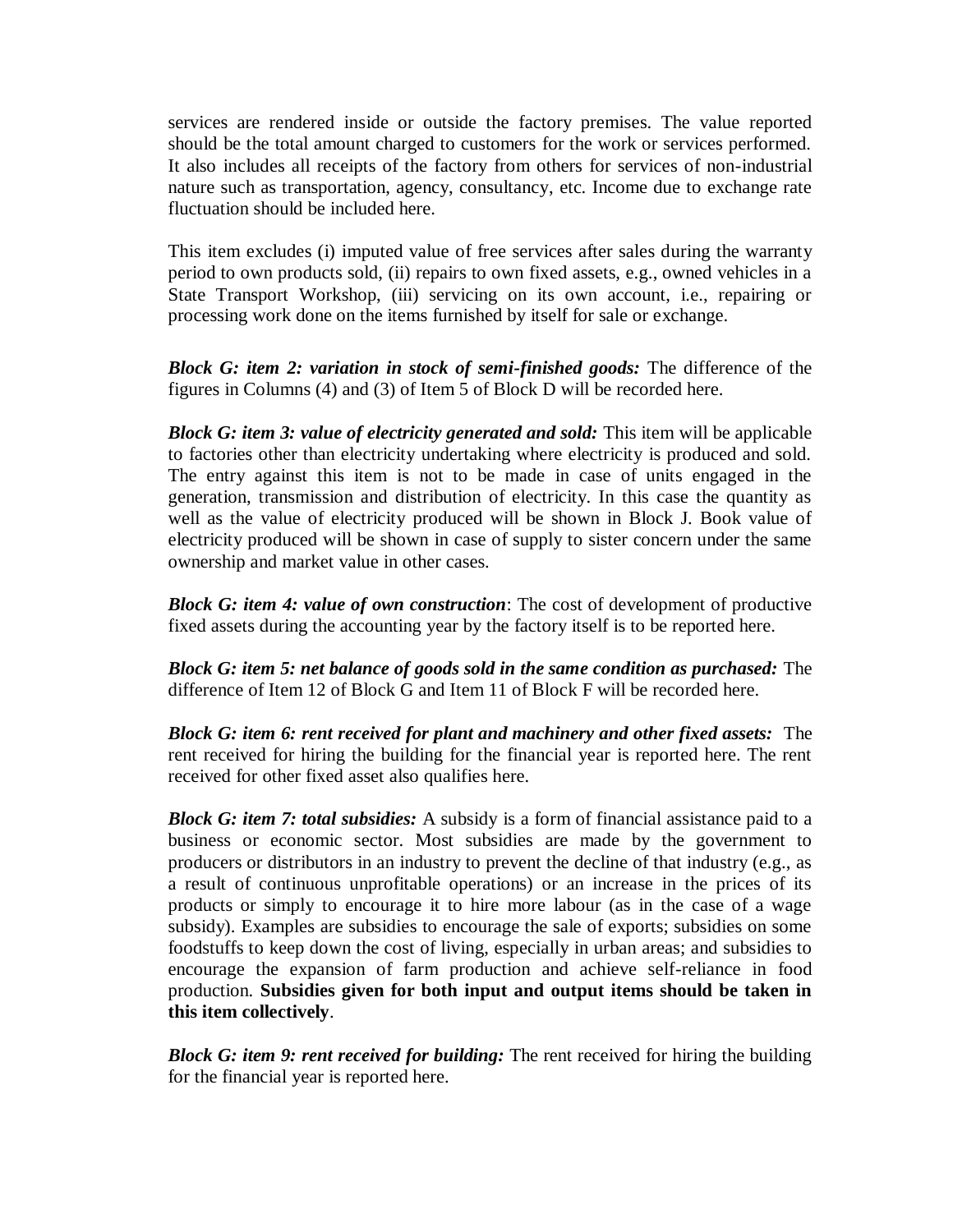services are rendered inside or outside the factory premises. The value reported should be the total amount charged to customers for the work or services performed. It also includes all receipts of the factory from others for services of non-industrial nature such as transportation, agency, consultancy, etc. Income due to exchange rate fluctuation should be included here.

This item excludes (i) imputed value of free services after sales during the warranty period to own products sold, (ii) repairs to own fixed assets, e.g., owned vehicles in a State Transport Workshop, (iii) servicing on its own account, i.e., repairing or processing work done on the items furnished by itself for sale or exchange.

***Block G: item 2: variation in stock of semi-finished goods:*** The difference of the figures in Columns (4) and (3) of Item 5 of Block D will be recorded here.

***Block G: item 3: value of electricity generated and sold:*** This item will be applicable to factories other than electricity undertaking where electricity is produced and sold. The entry against this item is not to be made in case of units engaged in the generation, transmission and distribution of electricity. In this case the quantity as well as the value of electricity produced will be shown in Block J. Book value of electricity produced will be shown in case of supply to sister concern under the same ownership and market value in other cases.

***Block G: item 4: value of own construction***: The cost of development of productive fixed assets during the accounting year by the factory itself is to be reported here.

***Block G: item 5: net balance of goods sold in the same condition as purchased:*** The difference of Item 12 of Block G and Item 11 of Block F will be recorded here.

***Block G: item 6: rent received for plant and machinery and other fixed assets:*** The rent received for hiring the building for the financial year is reported here. The rent received for other fixed asset also qualifies here.

***Block G: item 7: total subsidies:*** A subsidy is a form of financial assistance paid to a business or economic sector. Most subsidies are made by the government to producers or distributors in an industry to prevent the decline of that industry (e.g., as a result of continuous unprofitable operations) or an increase in the prices of its products or simply to encourage it to hire more labour (as in the case of a wage subsidy). Examples are subsidies to encourage the sale of exports; subsidies on some foodstuffs to keep down the cost of living, especially in urban areas; and subsidies to encourage the expansion of farm production and achieve self-reliance in food production. **Subsidies given for both input and output items should be taken in this item collectively**.

***Block G: item 9: rent received for building:*** The rent received for hiring the building for the financial year is reported here.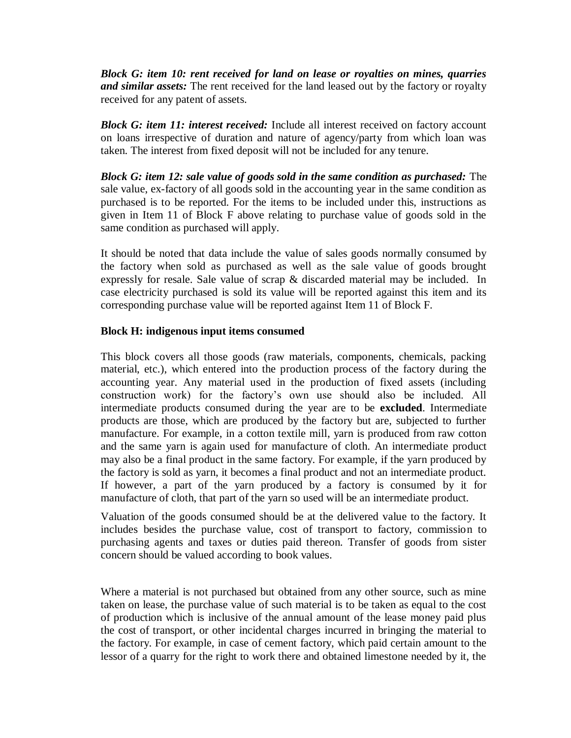***Block G: item 10: rent received for land on lease or royalties on mines, quarries and similar assets:*** The rent received for the land leased out by the factory or royalty received for any patent of assets.

***Block G: item 11: interest received:*** Include all interest received on factory account on loans irrespective of duration and nature of agency/party from which loan was taken. The interest from fixed deposit will not be included for any tenure.

***Block G: item 12: sale value of goods sold in the same condition as purchased:*** The sale value, ex-factory of all goods sold in the accounting year in the same condition as purchased is to be reported. For the items to be included under this, instructions as given in Item 11 of Block F above relating to purchase value of goods sold in the same condition as purchased will apply.

It should be noted that data include the value of sales goods normally consumed by the factory when sold as purchased as well as the sale value of goods brought expressly for resale. Sale value of scrap & discarded material may be included. In case electricity purchased is sold its value will be reported against this item and its corresponding purchase value will be reported against Item 11 of Block F.

**Block H: indigenous input items consumed**

This block covers all those goods (raw materials, components, chemicals, packing material, etc.), which entered into the production process of the factory during the accounting year. Any material used in the production of fixed assets (including construction work) for the factory's own use should also be included. All intermediate products consumed during the year are to be **excluded**. Intermediate products are those, which are produced by the factory but are, subjected to further manufacture. For example, in a cotton textile mill, yarn is produced from raw cotton and the same yarn is again used for manufacture of cloth. An intermediate product may also be a final product in the same factory. For example, if the yarn produced by the factory is sold as yarn, it becomes a final product and not an intermediate product. If however, a part of the yarn produced by a factory is consumed by it for manufacture of cloth, that part of the yarn so used will be an intermediate product.

Valuation of the goods consumed should be at the delivered value to the factory. It includes besides the purchase value, cost of transport to factory, commission to purchasing agents and taxes or duties paid thereon. Transfer of goods from sister concern should be valued according to book values.

Where a material is not purchased but obtained from any other source, such as mine taken on lease, the purchase value of such material is to be taken as equal to the cost of production which is inclusive of the annual amount of the lease money paid plus the cost of transport, or other incidental charges incurred in bringing the material to the factory. For example, in case of cement factory, which paid certain amount to the lessor of a quarry for the right to work there and obtained limestone needed by it, the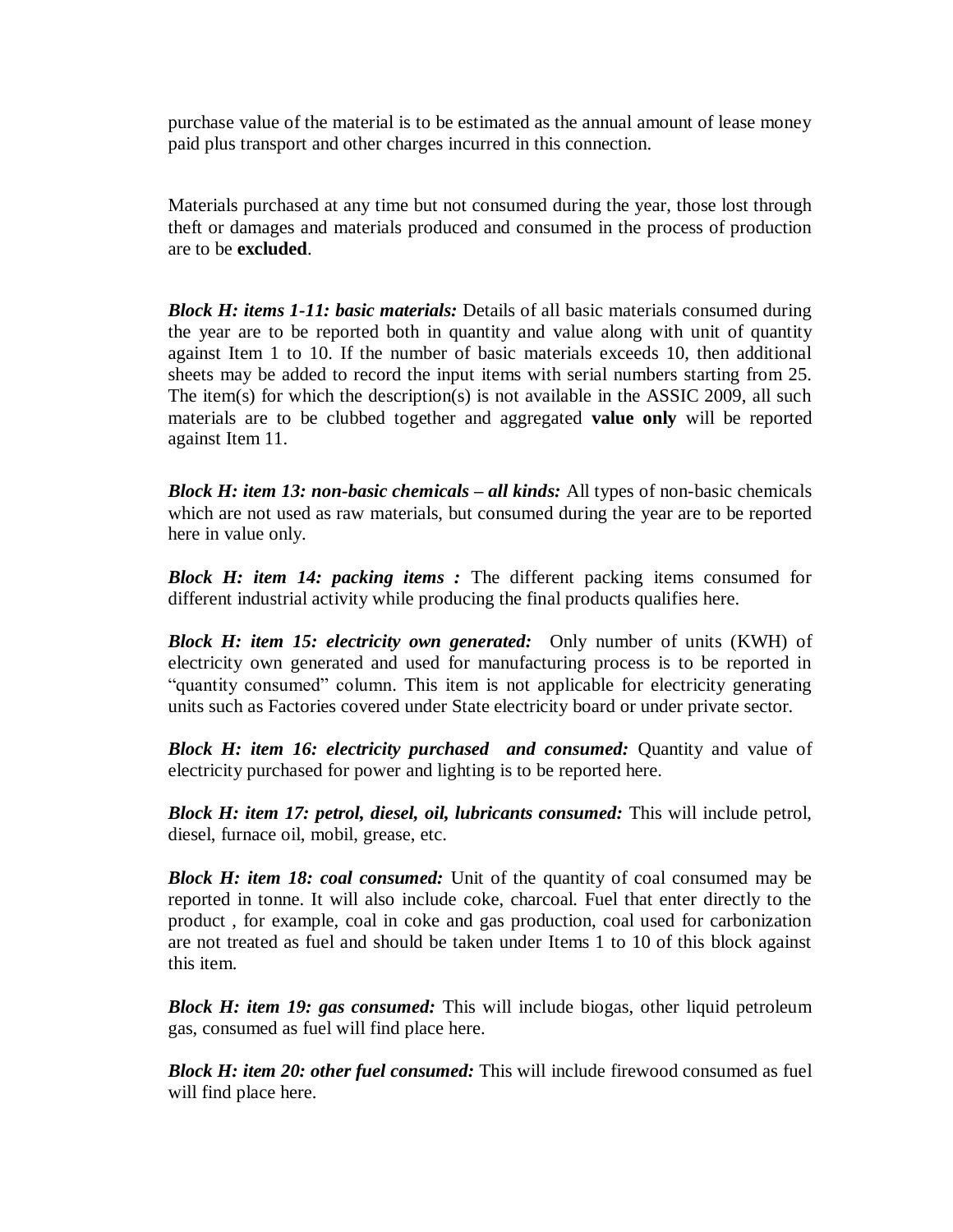purchase value of the material is to be estimated as the annual amount of lease money paid plus transport and other charges incurred in this connection.

Materials purchased at any time but not consumed during the year, those lost through theft or damages and materials produced and consumed in the process of production are to be **excluded**.

***Block H: items 1-11: basic materials:*** Details of all basic materials consumed during the year are to be reported both in quantity and value along with unit of quantity against Item 1 to 10. If the number of basic materials exceeds 10, then additional sheets may be added to record the input items with serial numbers starting from 25. The item(s) for which the description(s) is not available in the ASSIC 2009, all such materials are to be clubbed together and aggregated **value only** will be reported against Item 11.

***Block H: item 13: non-basic chemicals – all kinds:*** All types of non-basic chemicals which are not used as raw materials, but consumed during the year are to be reported here in value only.

***Block H: item 14: packing items :*** The different packing items consumed for different industrial activity while producing the final products qualifies here.

***Block H: item 15: electricity own generated:*** Only number of units (KWH) of electricity own generated and used for manufacturing process is to be reported in "quantity consumed" column. This item is not applicable for electricity generating units such as Factories covered under State electricity board or under private sector.

***Block H: item 16: electricity purchased and consumed:*** Quantity and value of electricity purchased for power and lighting is to be reported here.

***Block H: item 17: petrol, diesel, oil, lubricants consumed:*** This will include petrol, diesel, furnace oil, mobil, grease, etc.

***Block H: item 18: coal consumed:*** Unit of the quantity of coal consumed may be reported in tonne. It will also include coke, charcoal. Fuel that enter directly to the product , for example, coal in coke and gas production, coal used for carbonization are not treated as fuel and should be taken under Items 1 to 10 of this block against this item.

***Block H: item 19: gas consumed:*** This will include biogas, other liquid petroleum gas, consumed as fuel will find place here.

***Block H: item 20: other fuel consumed:*** This will include firewood consumed as fuel will find place here.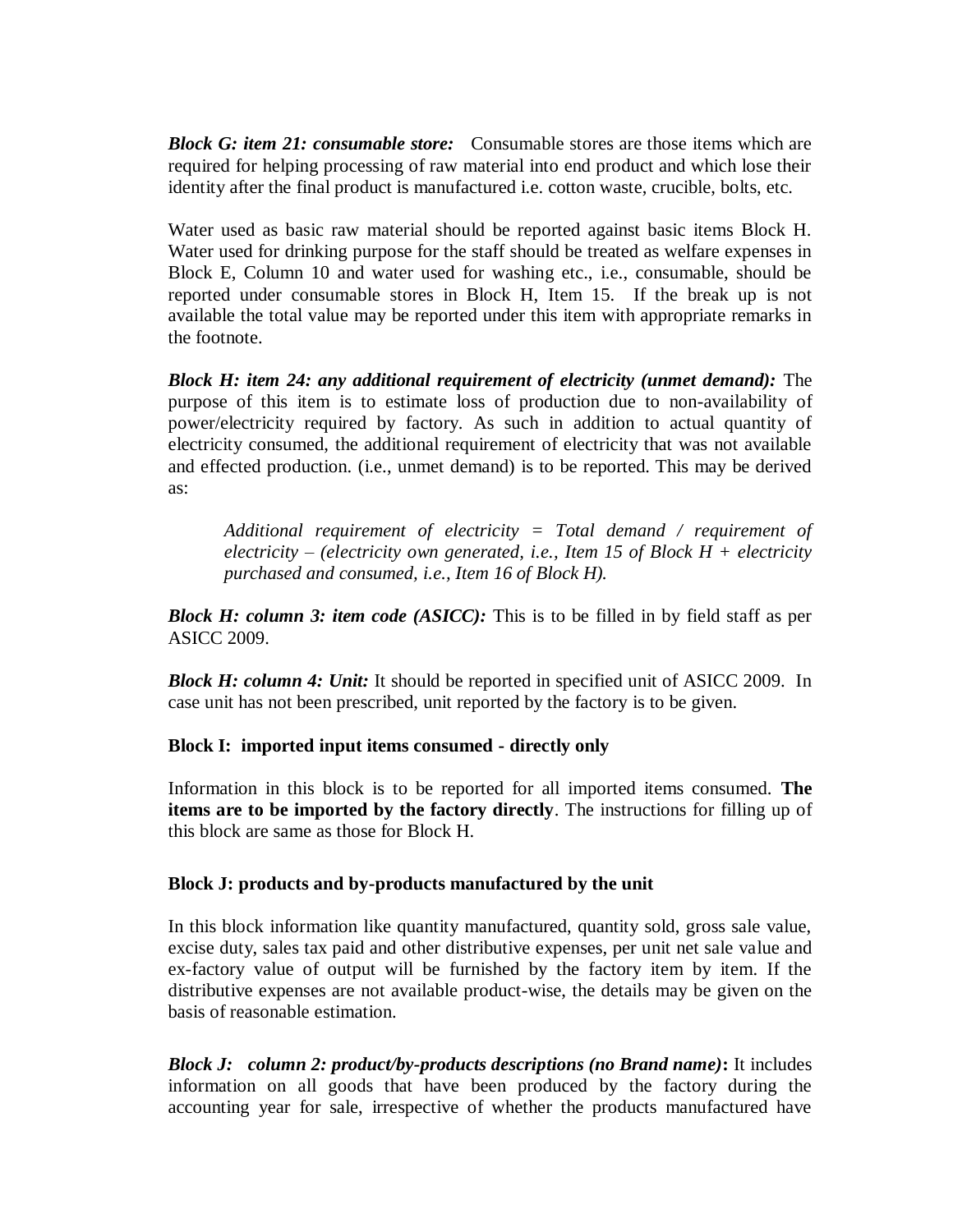***Block G: item 21: consumable store:*** Consumable stores are those items which are required for helping processing of raw material into end product and which lose their identity after the final product is manufactured i.e. cotton waste, crucible, bolts, etc.

Water used as basic raw material should be reported against basic items Block H. Water used for drinking purpose for the staff should be treated as welfare expenses in Block E, Column 10 and water used for washing etc., i.e., consumable, should be reported under consumable stores in Block H, Item 15. If the break up is not available the total value may be reported under this item with appropriate remarks in the footnote.

***Block H: item 24: any additional requirement of electricity (unmet demand):*** The purpose of this item is to estimate loss of production due to non-availability of power/electricity required by factory. As such in addition to actual quantity of electricity consumed, the additional requirement of electricity that was not available and effected production. (i.e., unmet demand) is to be reported. This may be derived as:

> *Additional requirement of electricity = Total demand / requirement of electricity – (electricity own generated, i.e., Item 15 of Block H + electricity purchased and consumed, i.e., Item 16 of Block H).*

***Block H: column 3: item code (ASICC):*** This is to be filled in by field staff as per ASICC 2009.

***Block H: column 4: Unit:*** It should be reported in specified unit of ASICC 2009. In case unit has not been prescribed, unit reported by the factory is to be given.

**Block I: imported input items consumed - directly only**

Information in this block is to be reported for all imported items consumed. **The items are to be imported by the factory directly**. The instructions for filling up of this block are same as those for Block H.

**Block J: products and by-products manufactured by the unit**

In this block information like quantity manufactured, quantity sold, gross sale value, excise duty, sales tax paid and other distributive expenses, per unit net sale value and ex-factory value of output will be furnished by the factory item by item. If the distributive expenses are not available product-wise, the details may be given on the basis of reasonable estimation.

***Block J: column 2: product/by-products descriptions (no Brand name)*:** It includes information on all goods that have been produced by the factory during the accounting year for sale, irrespective of whether the products manufactured have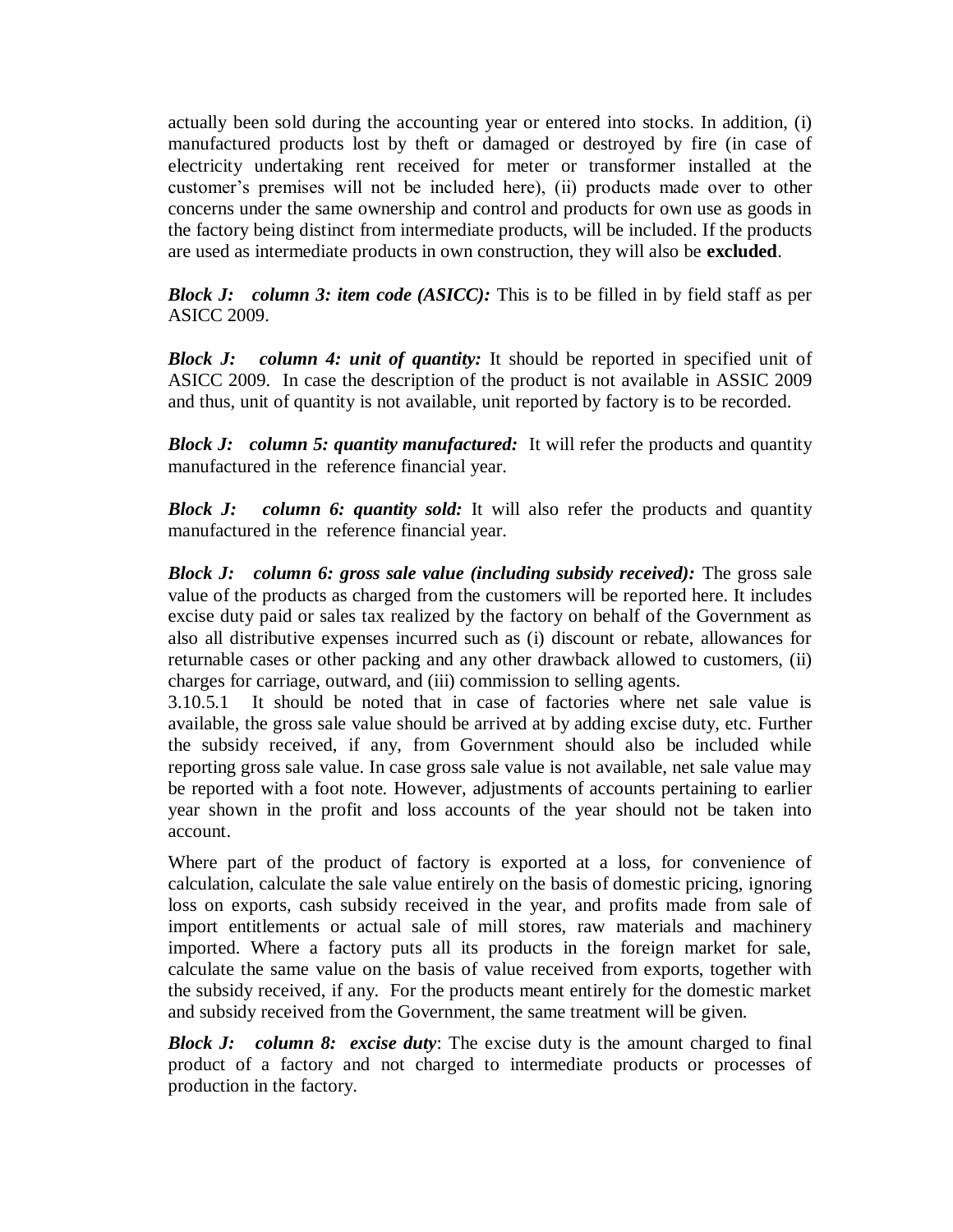actually been sold during the accounting year or entered into stocks. In addition, (i) manufactured products lost by theft or damaged or destroyed by fire (in case of electricity undertaking rent received for meter or transformer installed at the customer's premises will not be included here), (ii) products made over to other concerns under the same ownership and control and products for own use as goods in the factory being distinct from intermediate products, will be included. If the products are used as intermediate products in own construction, they will also be **excluded**.

***Block J: column 3: item code (ASICC):*** This is to be filled in by field staff as per ASICC 2009.

***Block J: column 4: unit of quantity:*** It should be reported in specified unit of ASICC 2009. In case the description of the product is not available in ASSIC 2009 and thus, unit of quantity is not available, unit reported by factory is to be recorded.

***Block J: column 5: quantity manufactured:*** It will refer the products and quantity manufactured in the reference financial year.

***Block J: column 6: quantity sold:*** It will also refer the products and quantity manufactured in the reference financial year.

***Block J: column 6: gross sale value (including subsidy received):*** The gross sale value of the products as charged from the customers will be reported here. It includes excise duty paid or sales tax realized by the factory on behalf of the Government as also all distributive expenses incurred such as (i) discount or rebate, allowances for returnable cases or other packing and any other drawback allowed to customers, (ii) charges for carriage, outward, and (iii) commission to selling agents.

3.10.5.1 It should be noted that in case of factories where net sale value is available, the gross sale value should be arrived at by adding excise duty, etc. Further the subsidy received, if any, from Government should also be included while reporting gross sale value. In case gross sale value is not available, net sale value may be reported with a foot note. However, adjustments of accounts pertaining to earlier year shown in the profit and loss accounts of the year should not be taken into account.

Where part of the product of factory is exported at a loss, for convenience of calculation, calculate the sale value entirely on the basis of domestic pricing, ignoring loss on exports, cash subsidy received in the year, and profits made from sale of import entitlements or actual sale of mill stores, raw materials and machinery imported. Where a factory puts all its products in the foreign market for sale, calculate the same value on the basis of value received from exports, together with the subsidy received, if any. For the products meant entirely for the domestic market and subsidy received from the Government, the same treatment will be given.

***Block J: column 8: excise duty***: The excise duty is the amount charged to final product of a factory and not charged to intermediate products or processes of production in the factory.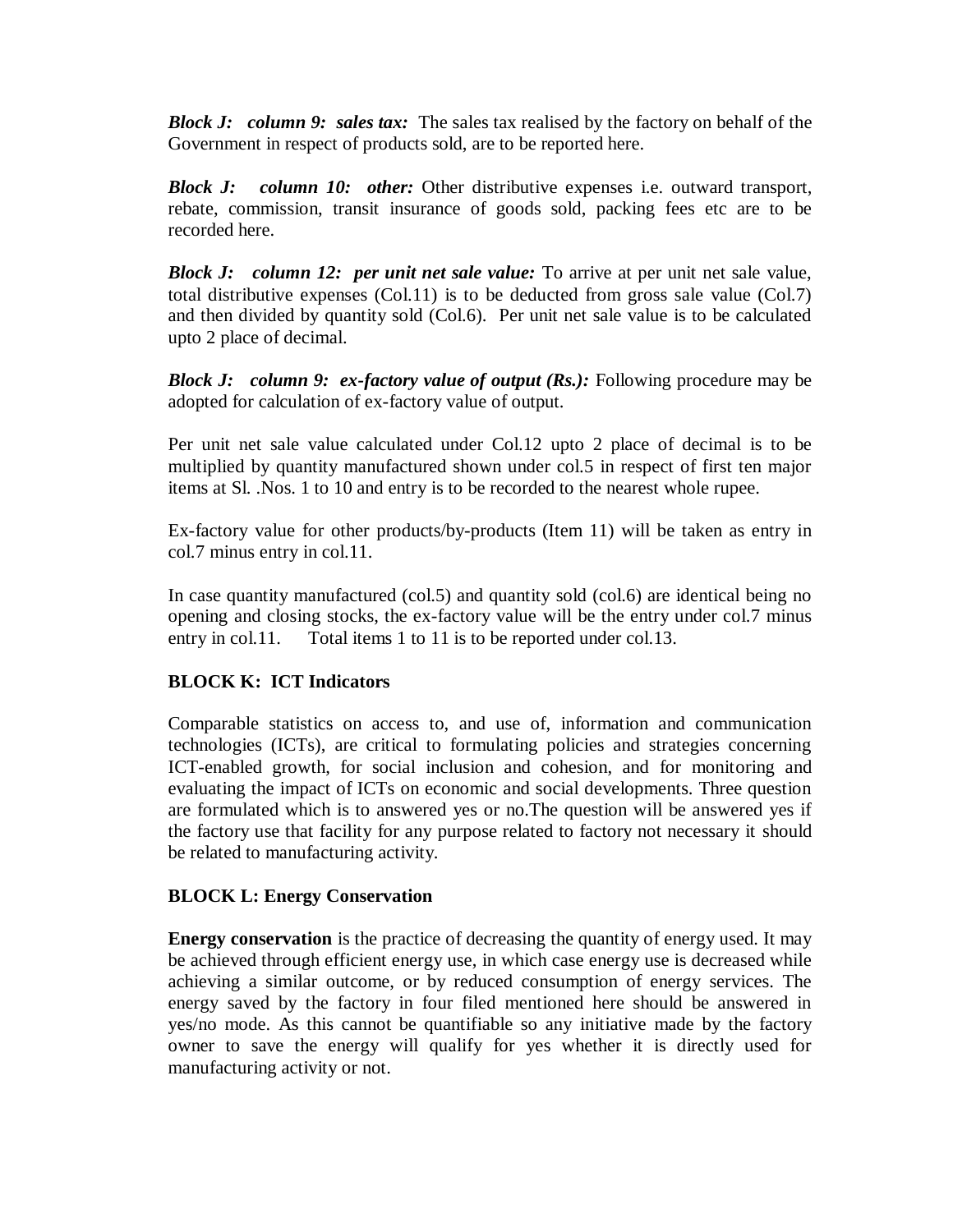***Block J: column 9: sales tax:*** The sales tax realised by the factory on behalf of the Government in respect of products sold, are to be reported here.

***Block J: column 10: other:*** Other distributive expenses i.e. outward transport, rebate, commission, transit insurance of goods sold, packing fees etc are to be recorded here.

***Block J: column 12: per unit net sale value:*** To arrive at per unit net sale value, total distributive expenses (Col.11) is to be deducted from gross sale value (Col.7) and then divided by quantity sold (Col.6). Per unit net sale value is to be calculated upto 2 place of decimal.

***Block J: column 9: ex-factory value of output (Rs.):*** Following procedure may be adopted for calculation of ex-factory value of output.

Per unit net sale value calculated under Col.12 upto 2 place of decimal is to be multiplied by quantity manufactured shown under col.5 in respect of first ten major items at Sl. .Nos. 1 to 10 and entry is to be recorded to the nearest whole rupee.

Ex-factory value for other products/by-products (Item 11) will be taken as entry in col.7 minus entry in col.11.

In case quantity manufactured (col.5) and quantity sold (col.6) are identical being no opening and closing stocks, the ex-factory value will be the entry under col.7 minus entry in col.11. Total items 1 to 11 is to be reported under col.13.

**BLOCK K: ICT Indicators**

Comparable statistics on access to, and use of, information and communication technologies (ICTs), are critical to formulating policies and strategies concerning ICT-enabled growth, for social inclusion and cohesion, and for monitoring and evaluating the impact of ICTs on economic and social developments. Three question are formulated which is to answered yes or no.The question will be answered yes if the factory use that facility for any purpose related to factory not necessary it should be related to manufacturing activity.

**BLOCK L: Energy Conservation**

**Energy conservation** is the practice of decreasing the quantity of energy used. It may be achieved through efficient energy use, in which case energy use is decreased while achieving a similar outcome, or by reduced consumption of energy services. The energy saved by the factory in four filed mentioned here should be answered in yes/no mode. As this cannot be quantifiable so any initiative made by the factory owner to save the energy will qualify for yes whether it is directly used for manufacturing activity or not.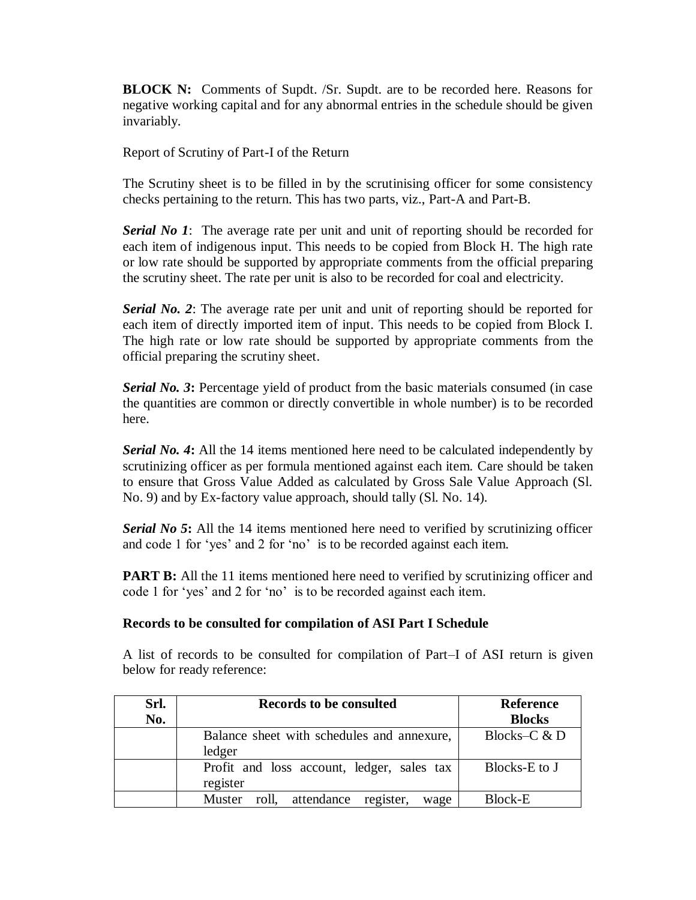**BLOCK N:** Comments of Supdt. /Sr. Supdt. are to be recorded here. Reasons for negative working capital and for any abnormal entries in the schedule should be given invariably.

Report of Scrutiny of Part-I of the Return

The Scrutiny sheet is to be filled in by the scrutinising officer for some consistency checks pertaining to the return. This has two parts, viz., Part-A and Part-B.

***Serial No 1***: The average rate per unit and unit of reporting should be recorded for each item of indigenous input. This needs to be copied from Block H. The high rate or low rate should be supported by appropriate comments from the official preparing the scrutiny sheet. The rate per unit is also to be recorded for coal and electricity.

***Serial No. 2***: The average rate per unit and unit of reporting should be reported for each item of directly imported item of input. This needs to be copied from Block I. The high rate or low rate should be supported by appropriate comments from the official preparing the scrutiny sheet.

***Serial No. 3*:** Percentage yield of product from the basic materials consumed (in case the quantities are common or directly convertible in whole number) is to be recorded here.

***Serial No. 4*:** All the 14 items mentioned here need to be calculated independently by scrutinizing officer as per formula mentioned against each item. Care should be taken to ensure that Gross Value Added as calculated by Gross Sale Value Approach (Sl. No. 9) and by Ex-factory value approach, should tally (Sl. No. 14).

***Serial No 5*:** All the 14 items mentioned here need to verified by scrutinizing officer and code 1 for 'yes' and 2 for 'no' is to be recorded against each item.

**PART B:** All the 11 items mentioned here need to verified by scrutinizing officer and code 1 for 'yes' and 2 for 'no' is to be recorded against each item.

**Records to be consulted for compilation of ASI Part I Schedule**

A list of records to be consulted for compilation of Part–I of ASI return is given below for ready reference:

| Srl. No. | Records to be consulted | Reference Blocks |
|---|---|---|
| | Balance sheet with schedules and annexure, ledger | Blocks–C & D |
| | Profit and loss account, ledger, sales tax register | Blocks-E to J |
| | Muster roll, attendance register, wage | Block-E |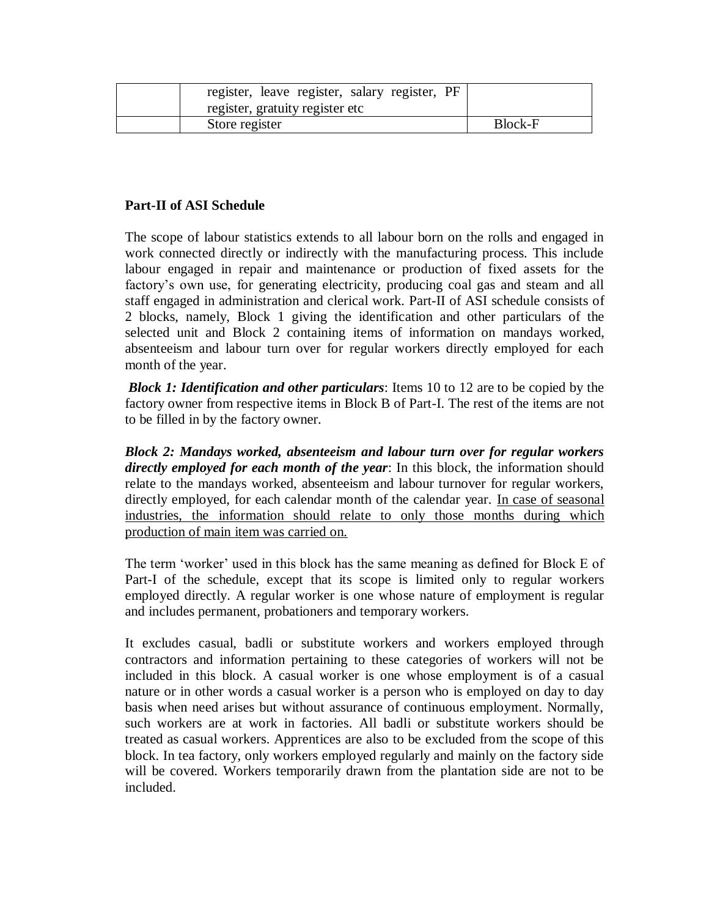| | register, leave register, salary register, PF register, gratuity register etc | |
|---|---|---|
| | Store register | Block-F |

**Part-II of ASI Schedule**

The scope of labour statistics extends to all labour born on the rolls and engaged in work connected directly or indirectly with the manufacturing process. This include labour engaged in repair and maintenance or production of fixed assets for the factory's own use, for generating electricity, producing coal gas and steam and all staff engaged in administration and clerical work. Part-II of ASI schedule consists of 2 blocks, namely, Block 1 giving the identification and other particulars of the selected unit and Block 2 containing items of information on mandays worked, absenteeism and labour turn over for regular workers directly employed for each month of the year.

***Block 1: Identification and other particulars***: Items 10 to 12 are to be copied by the factory owner from respective items in Block B of Part-I. The rest of the items are not to be filled in by the factory owner.

***Block 2: Mandays worked, absenteeism and labour turn over for regular workers directly employed for each month of the year***: In this block, the information should relate to the mandays worked, absenteeism and labour turnover for regular workers, directly employed, for each calendar month of the calendar year. <u>In case of seasonal industries, the information should relate to only those months during which production of main item was carried on.</u>

The term 'worker' used in this block has the same meaning as defined for Block E of Part-I of the schedule, except that its scope is limited only to regular workers employed directly. A regular worker is one whose nature of employment is regular and includes permanent, probationers and temporary workers.

It excludes casual, badli or substitute workers and workers employed through contractors and information pertaining to these categories of workers will not be included in this block. A casual worker is one whose employment is of a casual nature or in other words a casual worker is a person who is employed on day to day basis when need arises but without assurance of continuous employment. Normally, such workers are at work in factories. All badli or substitute workers should be treated as casual workers. Apprentices are also to be excluded from the scope of this block. In tea factory, only workers employed regularly and mainly on the factory side will be covered. Workers temporarily drawn from the plantation side are not to be included.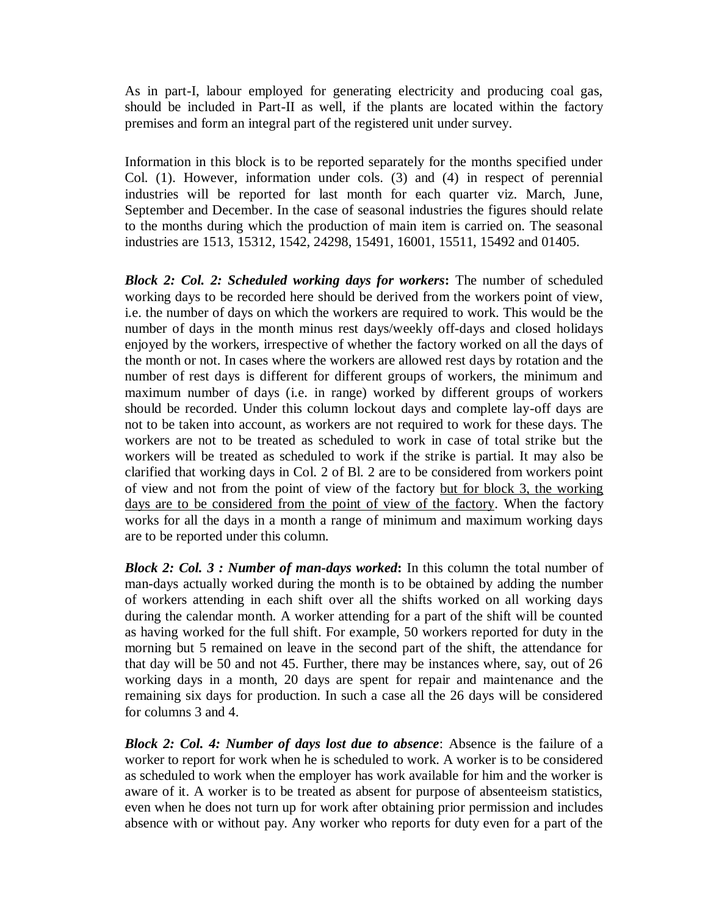As in part-I, labour employed for generating electricity and producing coal gas, should be included in Part-II as well, if the plants are located within the factory premises and form an integral part of the registered unit under survey.

Information in this block is to be reported separately for the months specified under Col. (1). However, information under cols. (3) and (4) in respect of perennial industries will be reported for last month for each quarter viz. March, June, September and December. In the case of seasonal industries the figures should relate to the months during which the production of main item is carried on. The seasonal industries are 1513, 15312, 1542, 24298, 15491, 16001, 15511, 15492 and 01405.

***Block 2: Col. 2: Scheduled working days for workers*:** The number of scheduled working days to be recorded here should be derived from the workers point of view, i.e. the number of days on which the workers are required to work. This would be the number of days in the month minus rest days/weekly off-days and closed holidays enjoyed by the workers, irrespective of whether the factory worked on all the days of the month or not. In cases where the workers are allowed rest days by rotation and the number of rest days is different for different groups of workers, the minimum and maximum number of days (i.e. in range) worked by different groups of workers should be recorded. Under this column lockout days and complete lay-off days are not to be taken into account, as workers are not required to work for these days. The workers are not to be treated as scheduled to work in case of total strike but the workers will be treated as scheduled to work if the strike is partial. It may also be clarified that working days in Col. 2 of Bl. 2 are to be considered from workers point of view and not from the point of view of the factory <u>but for block 3, the working days are to be considered from the point of view of the factory</u>. When the factory works for all the days in a month a range of minimum and maximum working days are to be reported under this column.

***Block 2: Col. 3 : Number of man-days worked*:** In this column the total number of man-days actually worked during the month is to be obtained by adding the number of workers attending in each shift over all the shifts worked on all working days during the calendar month. A worker attending for a part of the shift will be counted as having worked for the full shift. For example, 50 workers reported for duty in the morning but 5 remained on leave in the second part of the shift, the attendance for that day will be 50 and not 45. Further, there may be instances where, say, out of 26 working days in a month, 20 days are spent for repair and maintenance and the remaining six days for production. In such a case all the 26 days will be considered for columns 3 and 4.

***Block 2: Col. 4: Number of days lost due to absence***: Absence is the failure of a worker to report for work when he is scheduled to work. A worker is to be considered as scheduled to work when the employer has work available for him and the worker is aware of it. A worker is to be treated as absent for purpose of absenteeism statistics, even when he does not turn up for work after obtaining prior permission and includes absence with or without pay. Any worker who reports for duty even for a part of the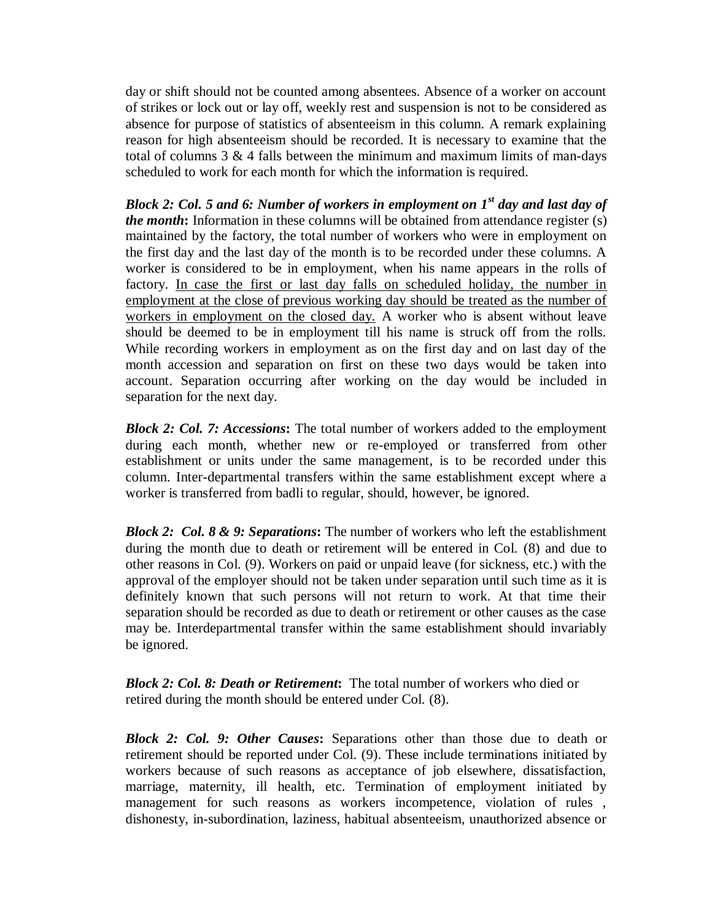day or shift should not be counted among absentees. Absence of a worker on account of strikes or lock out or lay off, weekly rest and suspension is not to be considered as absence for purpose of statistics of absenteeism in this column. A remark explaining reason for high absenteeism should be recorded. It is necessary to examine that the total of columns 3 & 4 falls between the minimum and maximum limits of man-days scheduled to work for each month for which the information is required.

***Block 2: Col. 5 and 6: Number of workers in employment on 1st day and last day of the month*:** Information in these columns will be obtained from attendance register (s) maintained by the factory, the total number of workers who were in employment on the first day and the last day of the month is to be recorded under these columns. A worker is considered to be in employment, when his name appears in the rolls of factory. <u>In case the first or last day falls on scheduled holiday, the number in employment at the close of previous working day should be treated as the number of workers in employment on the closed day.</u> A worker who is absent without leave should be deemed to be in employment till his name is struck off from the rolls. While recording workers in employment as on the first day and on last day of the month accession and separation on first on these two days would be taken into account. Separation occurring after working on the day would be included in separation for the next day.

***Block 2: Col. 7: Accessions*:** The total number of workers added to the employment during each month, whether new or re-employed or transferred from other establishment or units under the same management, is to be recorded under this column. Inter-departmental transfers within the same establishment except where a worker is transferred from badli to regular, should, however, be ignored.

***Block 2: Col. 8 & 9: Separations*:** The number of workers who left the establishment during the month due to death or retirement will be entered in Col. (8) and due to other reasons in Col. (9). Workers on paid or unpaid leave (for sickness, etc.) with the approval of the employer should not be taken under separation until such time as it is definitely known that such persons will not return to work. At that time their separation should be recorded as due to death or retirement or other causes as the case may be. Interdepartmental transfer within the same establishment should invariably be ignored.

***Block 2: Col. 8: Death or Retirement*:** The total number of workers who died or retired during the month should be entered under Col. (8).

***Block 2: Col. 9: Other Causes*:** Separations other than those due to death or retirement should be reported under Col. (9). These include terminations initiated by workers because of such reasons as acceptance of job elsewhere, dissatisfaction, marriage, maternity, ill health, etc. Termination of employment initiated by management for such reasons as workers incompetence, violation of rules , dishonesty, in-subordination, laziness, habitual absenteeism, unauthorized absence or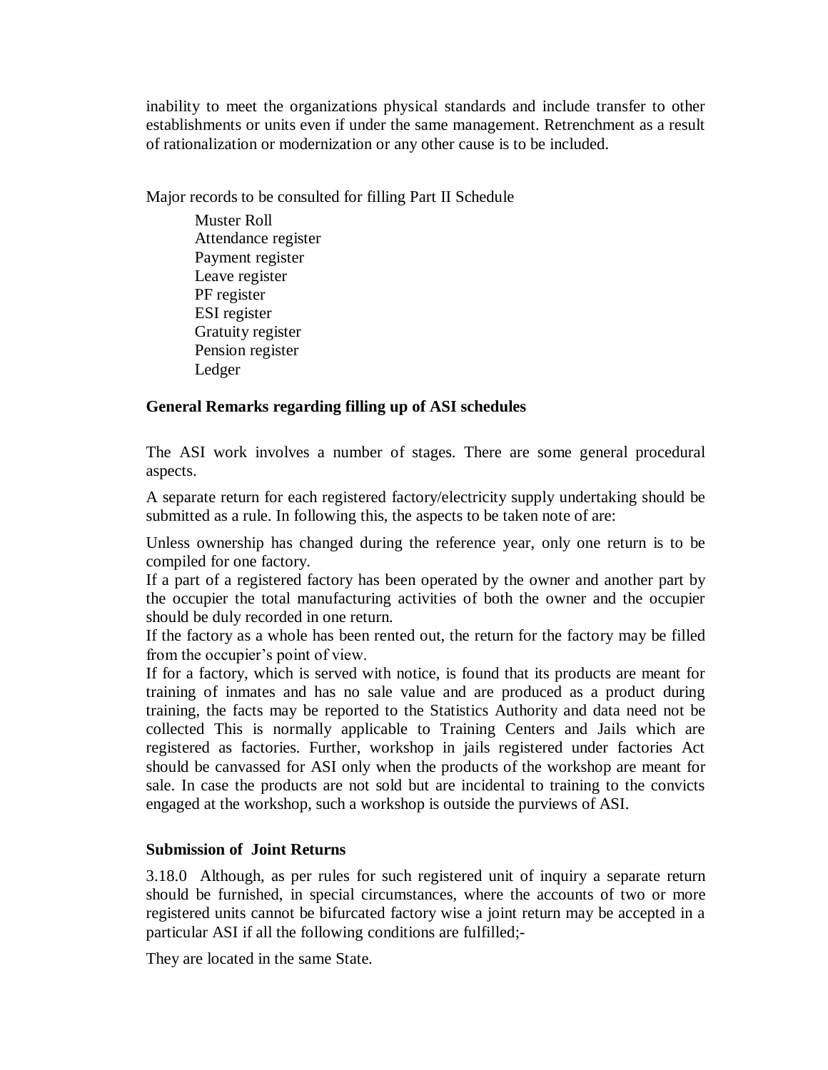inability to meet the organizations physical standards and include transfer to other establishments or units even if under the same management. Retrenchment as a result of rationalization or modernization or any other cause is to be included.

Major records to be consulted for filling Part II Schedule

- Muster Roll
- Attendance register
- Payment register
- Leave register
- PF register
- ESI register
- Gratuity register
- Pension register
- Ledger

**General Remarks regarding filling up of ASI schedules**

The ASI work involves a number of stages. There are some general procedural aspects.

A separate return for each registered factory/electricity supply undertaking should be submitted as a rule. In following this, the aspects to be taken note of are:

Unless ownership has changed during the reference year, only one return is to be compiled for one factory.

If a part of a registered factory has been operated by the owner and another part by the occupier the total manufacturing activities of both the owner and the occupier should be duly recorded in one return.

If the factory as a whole has been rented out, the return for the factory may be filled from the occupier's point of view.

If for a factory, which is served with notice, is found that its products are meant for training of inmates and has no sale value and are produced as a product during training, the facts may be reported to the Statistics Authority and data need not be collected This is normally applicable to Training Centers and Jails which are registered as factories. Further, workshop in jails registered under factories Act should be canvassed for ASI only when the products of the workshop are meant for sale. In case the products are not sold but are incidental to training to the convicts engaged at the workshop, such a workshop is outside the purviews of ASI.

**Submission of Joint Returns**

3.18.0 Although, as per rules for such registered unit of inquiry a separate return should be furnished, in special circumstances, where the accounts of two or more registered units cannot be bifurcated factory wise a joint return may be accepted in a particular ASI if all the following conditions are fulfilled;-

They are located in the same State.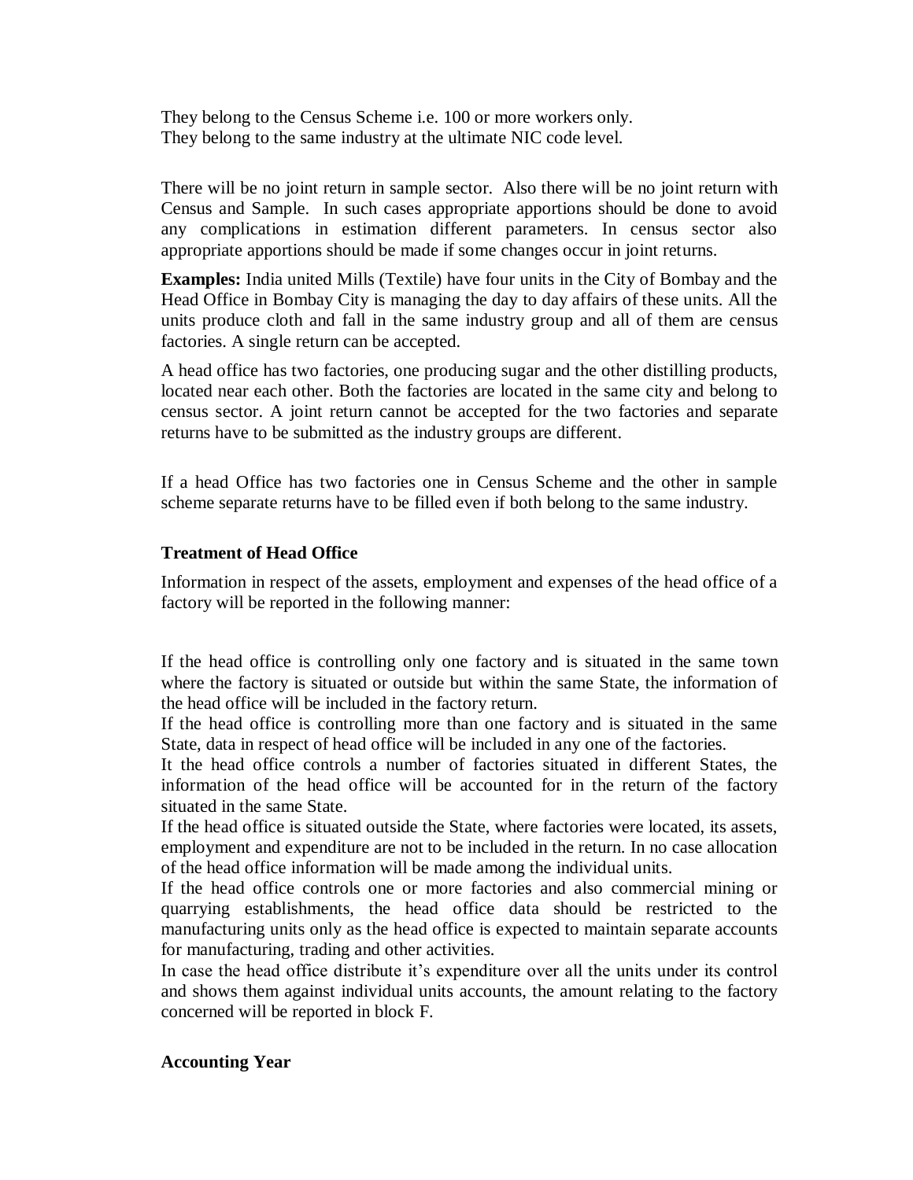They belong to the Census Scheme i.e. 100 or more workers only.
They belong to the same industry at the ultimate NIC code level.

There will be no joint return in sample sector. Also there will be no joint return with Census and Sample. In such cases appropriate apportions should be done to avoid any complications in estimation different parameters. In census sector also appropriate apportions should be made if some changes occur in joint returns.

**Examples:** India united Mills (Textile) have four units in the City of Bombay and the Head Office in Bombay City is managing the day to day affairs of these units. All the units produce cloth and fall in the same industry group and all of them are census factories. A single return can be accepted.

A head office has two factories, one producing sugar and the other distilling products, located near each other. Both the factories are located in the same city and belong to census sector. A joint return cannot be accepted for the two factories and separate returns have to be submitted as the industry groups are different.

If a head Office has two factories one in Census Scheme and the other in sample scheme separate returns have to be filled even if both belong to the same industry.

**Treatment of Head Office**

Information in respect of the assets, employment and expenses of the head office of a factory will be reported in the following manner:

If the head office is controlling only one factory and is situated in the same town where the factory is situated or outside but within the same State, the information of the head office will be included in the factory return.
If the head office is controlling more than one factory and is situated in the same State, data in respect of head office will be included in any one of the factories.
It the head office controls a number of factories situated in different States, the information of the head office will be accounted for in the return of the factory situated in the same State.
If the head office is situated outside the State, where factories were located, its assets, employment and expenditure are not to be included in the return. In no case allocation of the head office information will be made among the individual units.
If the head office controls one or more factories and also commercial mining or quarrying establishments, the head office data should be restricted to the manufacturing units only as the head office is expected to maintain separate accounts for manufacturing, trading and other activities.
In case the head office distribute it's expenditure over all the units under its control and shows them against individual units accounts, the amount relating to the factory concerned will be reported in block F.

**Accounting Year**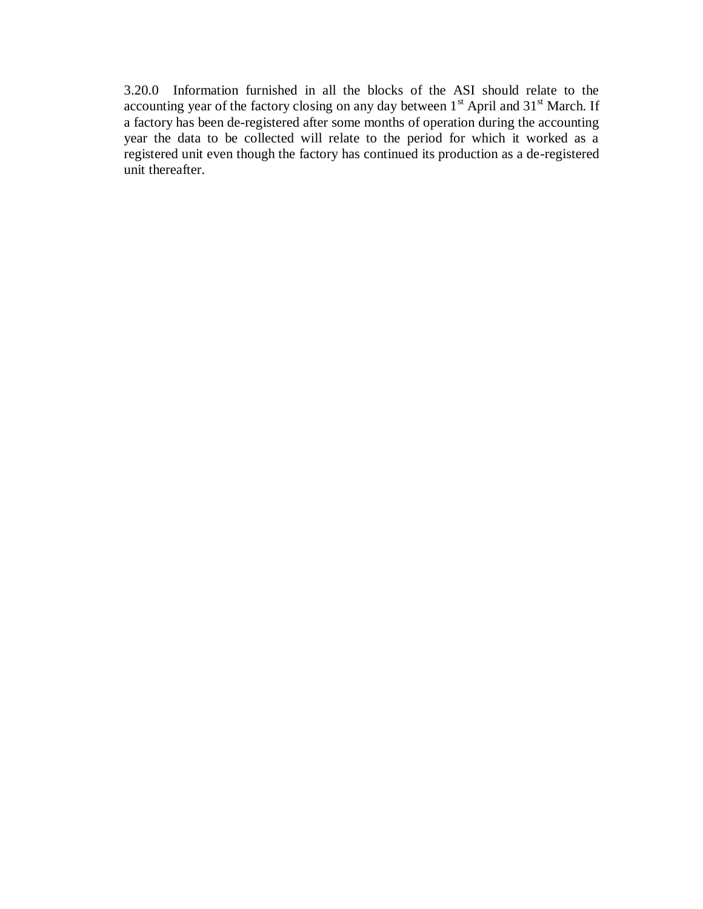3.20.0 Information furnished in all the blocks of the ASI should relate to the accounting year of the factory closing on any day between 1st April and 31st March. If a factory has been de-registered after some months of operation during the accounting year the data to be collected will relate to the period for which it worked as a registered unit even though the factory has continued its production as a de-registered unit thereafter.